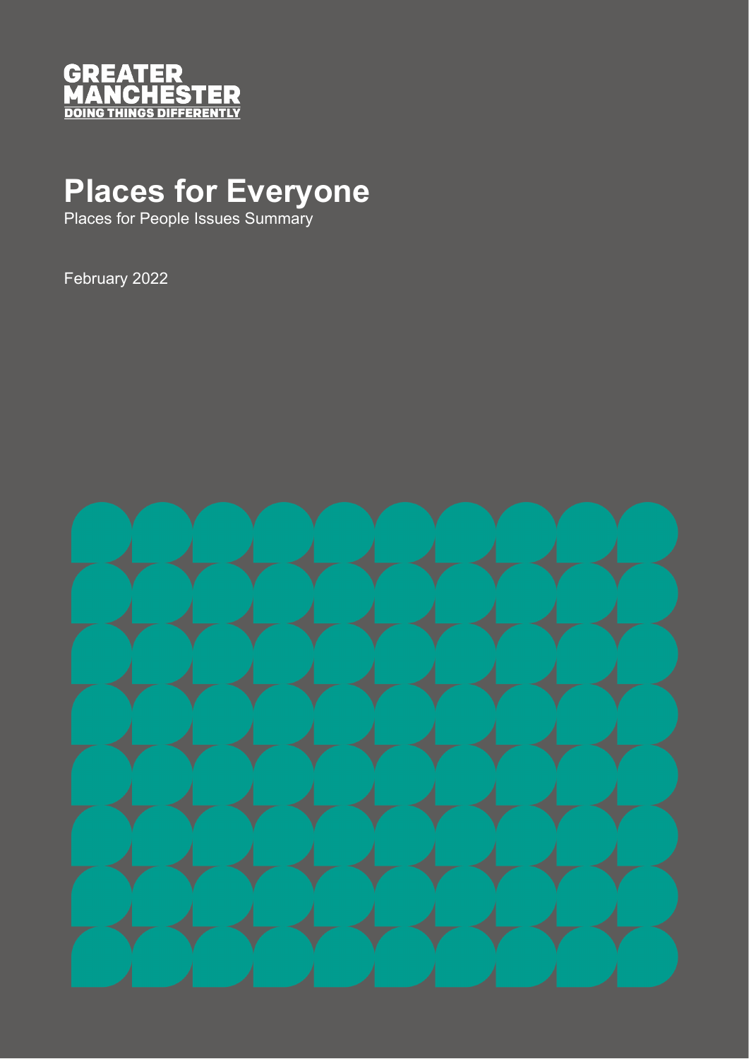GREATER MANCHESTER
DOING THINGS DIFFERENTLY

# Places for Everyone

Places for People Issues Summary

February 2022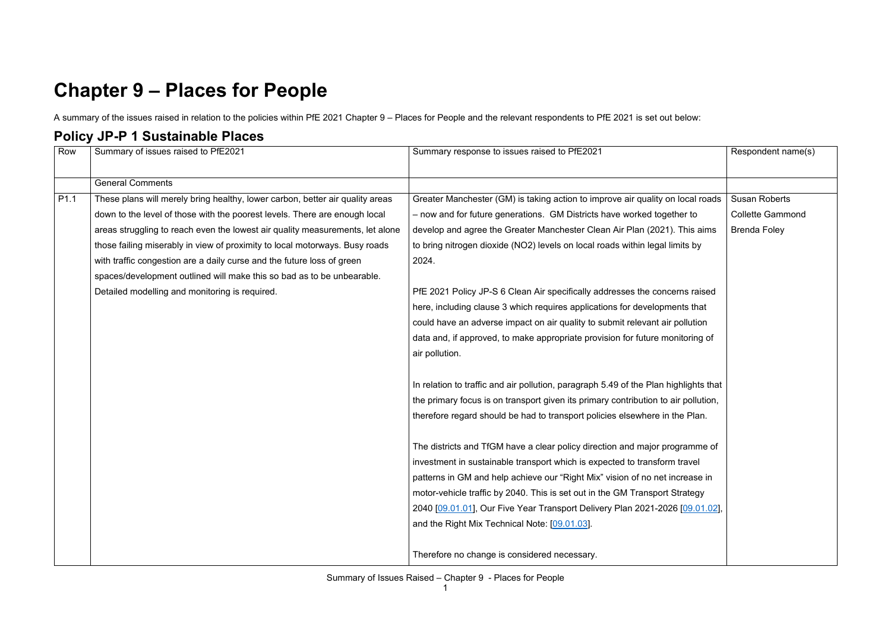# Chapter 9 – Places for People

A summary of the issues raised in relation to the policies within PfE 2021 Chapter 9 – Places for People and the relevant respondents to PfE 2021 is set out below:

## Policy JP-P 1 Sustainable Places

| Row | Summary of issues raised to PfE2021 | Summary response to issues raised to PfE2021 | Respondent name(s) |
|---|---|---|---|
| | General Comments | | |
| P1.1 | These plans will merely bring healthy, lower carbon, better air quality areas down to the level of those with the poorest levels. There are enough local areas struggling to reach even the lowest air quality measurements, let alone those failing miserably in view of proximity to local motorways. Busy roads with traffic congestion are a daily curse and the future loss of green spaces/development outlined will make this so bad as to be unbearable. Detailed modelling and monitoring is required. | Greater Manchester (GM) is taking action to improve air quality on local roads – now and for future generations. GM Districts have worked together to develop and agree the Greater Manchester Clean Air Plan (2021). This aims to bring nitrogen dioxide (NO2) levels on local roads within legal limits by 2024.<br><br>PfE 2021 Policy JP-S 6 Clean Air specifically addresses the concerns raised here, including clause 3 which requires applications for developments that could have an adverse impact on air quality to submit relevant air pollution data and, if approved, to make appropriate provision for future monitoring of air pollution.<br><br>In relation to traffic and air pollution, paragraph 5.49 of the Plan highlights that the primary focus is on transport given its primary contribution to air pollution, therefore regard should be had to transport policies elsewhere in the Plan.<br><br>The districts and TfGM have a clear policy direction and major programme of investment in sustainable transport which is expected to transform travel patterns in GM and help achieve our "Right Mix" vision of no net increase in motor-vehicle traffic by 2040. This is set out in the GM Transport Strategy 2040 [09.01.01], Our Five Year Transport Delivery Plan 2021-2026 [09.01.02], and the Right Mix Technical Note: [09.01.03].<br><br>Therefore no change is considered necessary. | Susan Roberts<br>Collette Gammond<br>Brenda Foley |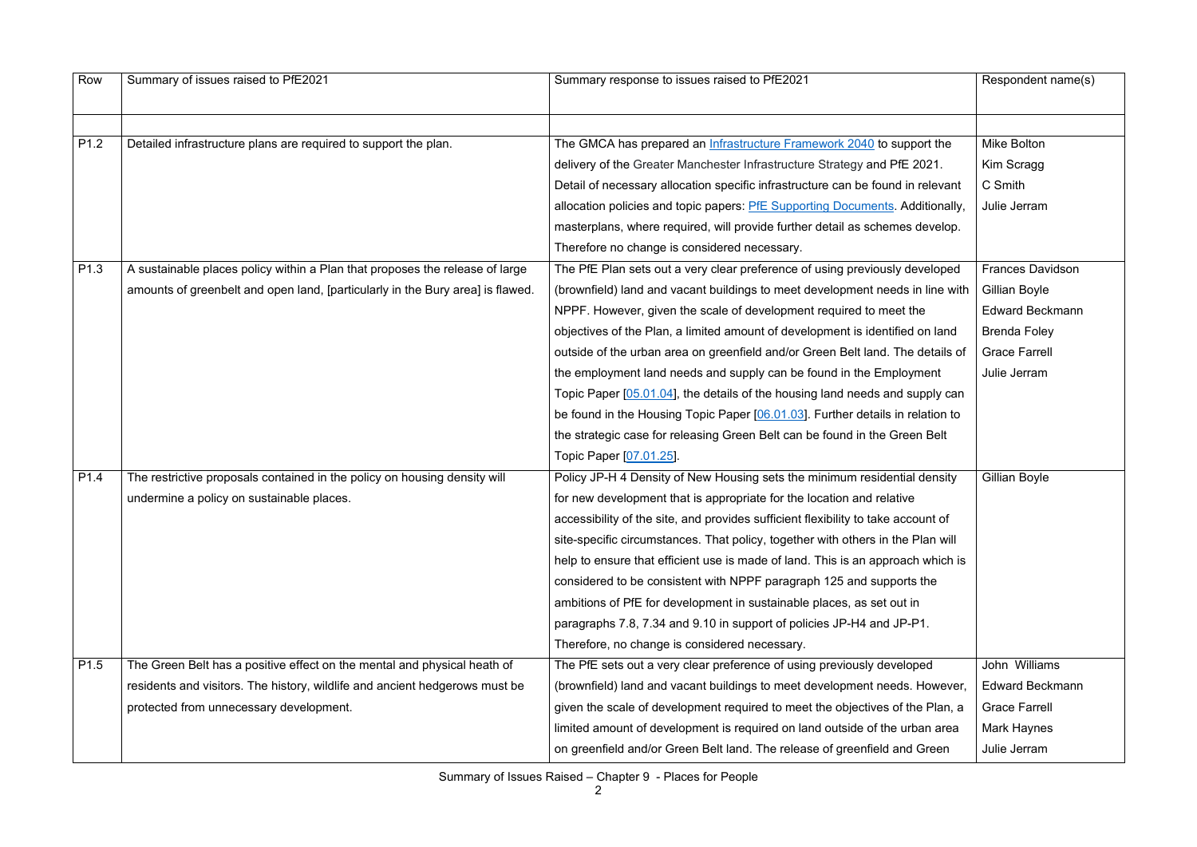| Row | Summary of issues raised to PfE2021 | Summary response to issues raised to PfE2021 | Respondent name(s) |
|---|---|---|---|
| | | | |
| P1.2 | Detailed infrastructure plans are required to support the plan. | The GMCA has prepared an [Infrastructure Framework 2040] to support the delivery of the Greater Manchester Infrastructure Strategy and PfE 2021. Detail of necessary allocation specific infrastructure can be found in relevant allocation policies and topic papers: [PfE Supporting Documents]. Additionally, masterplans, where required, will provide further detail as schemes develop. Therefore no change is considered necessary. | Mike Bolton<br>Kim Scragg<br>C Smith<br>Julie Jerram |
| P1.3 | A sustainable places policy within a Plan that proposes the release of large amounts of greenbelt and open land, [particularly in the Bury area] is flawed. | The PfE Plan sets out a very clear preference of using previously developed (brownfield) land and vacant buildings to meet development needs in line with NPPF. However, given the scale of development required to meet the objectives of the Plan, a limited amount of development is identified on land outside of the urban area on greenfield and/or Green Belt land. The details of the employment land needs and supply can be found in the Employment Topic Paper [05.01.04], the details of the housing land needs and supply can be found in the Housing Topic Paper [06.01.03]. Further details in relation to the strategic case for releasing Green Belt can be found in the Green Belt Topic Paper [07.01.25]. | Frances Davidson<br>Gillian Boyle<br>Edward Beckmann<br>Brenda Foley<br>Grace Farrell<br>Julie Jerram |
| P1.4 | The restrictive proposals contained in the policy on housing density will undermine a policy on sustainable places. | Policy JP-H 4 Density of New Housing sets the minimum residential density for new development that is appropriate for the location and relative accessibility of the site, and provides sufficient flexibility to take account of site-specific circumstances. That policy, together with others in the Plan will help to ensure that efficient use is made of land. This is an approach which is considered to be consistent with NPPF paragraph 125 and supports the ambitions of PfE for development in sustainable places, as set out in paragraphs 7.8, 7.34 and 9.10 in support of policies JP-H4 and JP-P1. Therefore, no change is considered necessary. | Gillian Boyle |
| P1.5 | The Green Belt has a positive effect on the mental and physical heath of residents and visitors. The history, wildlife and ancient hedgerows must be protected from unnecessary development. | The PfE sets out a very clear preference of using previously developed (brownfield) land and vacant buildings to meet development needs. However, given the scale of development required to meet the objectives of the Plan, a limited amount of development is required on land outside of the urban area on greenfield and/or Green Belt land. The release of greenfield and Green | John Williams<br>Edward Beckmann<br>Grace Farrell<br>Mark Haynes<br>Julie Jerram |

Summary of Issues Raised – Chapter 9 - Places for People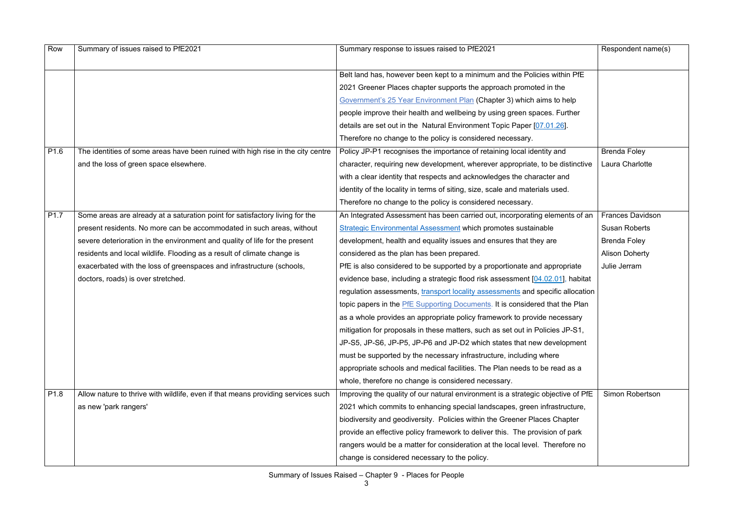| Row | Summary of issues raised to PfE2021 | Summary response to issues raised to PfE2021 | Respondent name(s) |
|---|---|---|---|
| | | Belt land has, however been kept to a minimum and the Policies within PfE 2021 Greener Places chapter supports the approach promoted in the Government's 25 Year Environment Plan (Chapter 3) which aims to help people improve their health and wellbeing by using green spaces. Further details are set out in the Natural Environment Topic Paper [07.01.26]. Therefore no change to the policy is considered necessary. | |
| P1.6 | The identities of some areas have been ruined with high rise in the city centre and the loss of green space elsewhere. | Policy JP-P1 recognises the importance of retaining local identity and character, requiring new development, wherever appropriate, to be distinctive with a clear identity that respects and acknowledges the character and identity of the locality in terms of siting, size, scale and materials used. Therefore no change to the policy is considered necessary. | Brenda Foley<br>Laura Charlotte |
| P1.7 | Some areas are already at a saturation point for satisfactory living for the present residents. No more can be accommodated in such areas, without severe deterioration in the environment and quality of life for the present residents and local wildlife. Flooding as a result of climate change is exacerbated with the loss of greenspaces and infrastructure (schools, doctors, roads) is over stretched. | An Integrated Assessment has been carried out, incorporating elements of an Strategic Environmental Assessment which promotes sustainable development, health and equality issues and ensures that they are considered as the plan has been prepared.<br>PfE is also considered to be supported by a proportionate and appropriate evidence base, including a strategic flood risk assessment [04.02.01], habitat regulation assessments, transport locality assessments and specific allocation topic papers in the PfE Supporting Documents. It is considered that the Plan as a whole provides an appropriate policy framework to provide necessary mitigation for proposals in these matters, such as set out in Policies JP-S1, JP-S5, JP-S6, JP-P5, JP-P6 and JP-D2 which states that new development must be supported by the necessary infrastructure, including where appropriate schools and medical facilities. The Plan needs to be read as a whole, therefore no change is considered necessary. | Frances Davidson<br>Susan Roberts<br>Brenda Foley<br>Alison Doherty<br>Julie Jerram |
| P1.8 | Allow nature to thrive with wildlife, even if that means providing services such as new 'park rangers' | Improving the quality of our natural environment is a strategic objective of PfE 2021 which commits to enhancing special landscapes, green infrastructure, biodiversity and geodiversity. Policies within the Greener Places Chapter provide an effective policy framework to deliver this. The provision of park rangers would be a matter for consideration at the local level. Therefore no change is considered necessary to the policy. | Simon Robertson |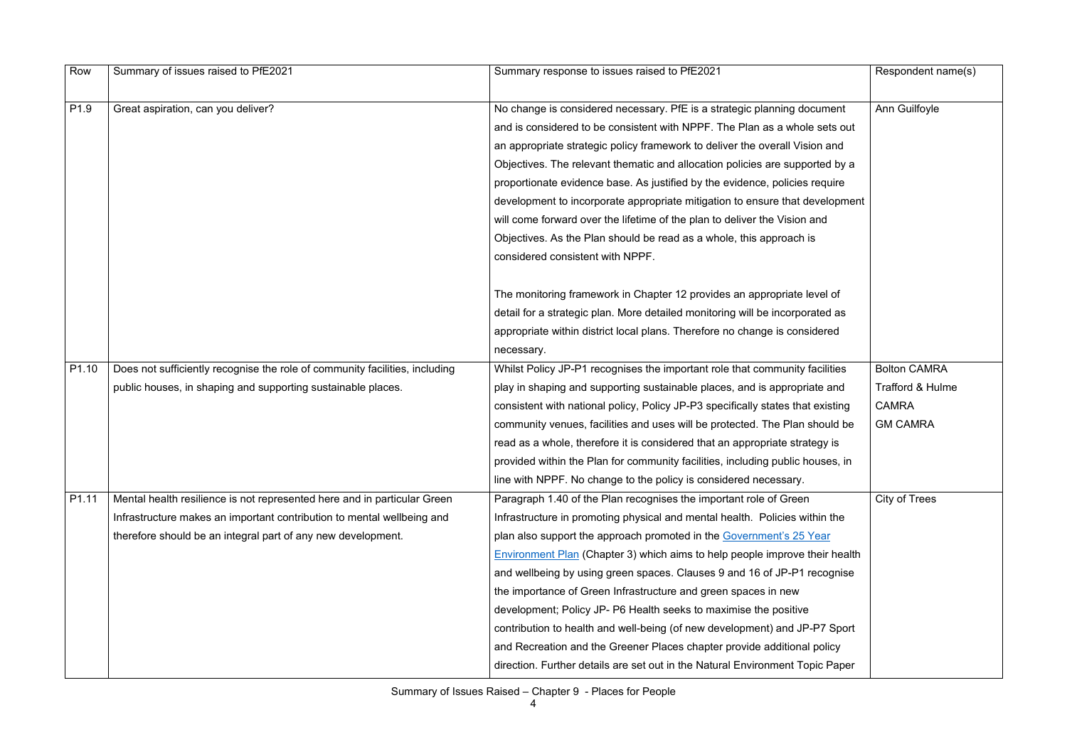| Row | Summary of issues raised to PfE2021 | Summary response to issues raised to PfE2021 | Respondent name(s) |
|---|---|---|---|
| P1.9 | Great aspiration, can you deliver? | No change is considered necessary. PfE is a strategic planning document and is considered to be consistent with NPPF. The Plan as a whole sets out an appropriate strategic policy framework to deliver the overall Vision and Objectives. The relevant thematic and allocation policies are supported by a proportionate evidence base. As justified by the evidence, policies require development to incorporate appropriate mitigation to ensure that development will come forward over the lifetime of the plan to deliver the Vision and Objectives. As the Plan should be read as a whole, this approach is considered consistent with NPPF.<br><br>The monitoring framework in Chapter 12 provides an appropriate level of detail for a strategic plan. More detailed monitoring will be incorporated as appropriate within district local plans. Therefore no change is considered necessary. | Ann Guilfoyle |
| P1.10 | Does not sufficiently recognise the role of community facilities, including public houses, in shaping and supporting sustainable places. | Whilst Policy JP-P1 recognises the important role that community facilities play in shaping and supporting sustainable places, and is appropriate and consistent with national policy, Policy JP-P3 specifically states that existing community venues, facilities and uses will be protected. The Plan should be read as a whole, therefore it is considered that an appropriate strategy is provided within the Plan for community facilities, including public houses, in line with NPPF. No change to the policy is considered necessary. | Bolton CAMRA<br>Trafford & Hulme CAMRA<br>GM CAMRA |
| P1.11 | Mental health resilience is not represented here and in particular Green Infrastructure makes an important contribution to mental wellbeing and therefore should be an integral part of any new development. | Paragraph 1.40 of the Plan recognises the important role of Green Infrastructure in promoting physical and mental health. Policies within the plan also support the approach promoted in the Government's 25 Year Environment Plan (Chapter 3) which aims to help people improve their health and wellbeing by using green spaces. Clauses 9 and 16 of JP-P1 recognise the importance of Green Infrastructure and green spaces in new development; Policy JP- P6 Health seeks to maximise the positive contribution to health and well-being (of new development) and JP-P7 Sport and Recreation and the Greener Places chapter provide additional policy direction. Further details are set out in the Natural Environment Topic Paper | City of Trees |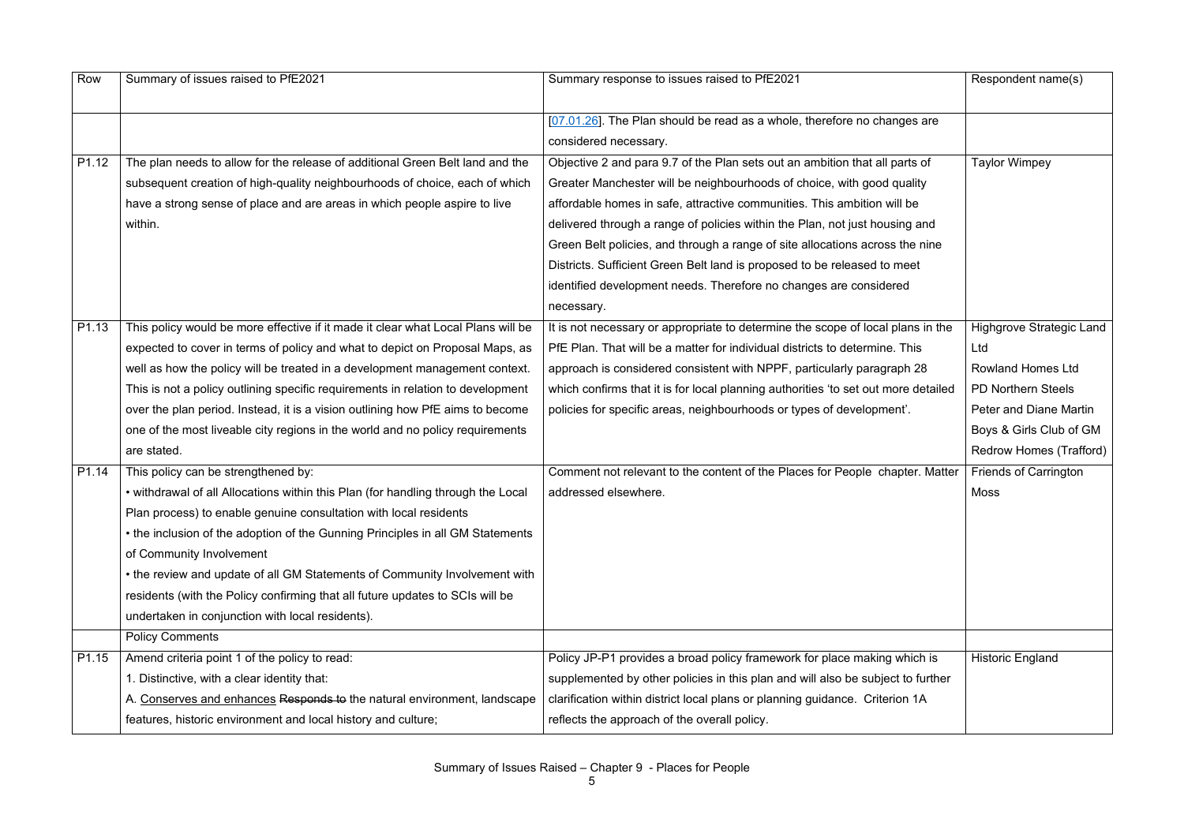| Row | Summary of issues raised to PfE2021 | Summary response to issues raised to PfE2021 | Respondent name(s) |
|---|---|---|---|
| | | [07.01.26]. The Plan should be read as a whole, therefore no changes are considered necessary. | |
| P1.12 | The plan needs to allow for the release of additional Green Belt land and the subsequent creation of high-quality neighbourhoods of choice, each of which have a strong sense of place and are areas in which people aspire to live within. | Objective 2 and para 9.7 of the Plan sets out an ambition that all parts of Greater Manchester will be neighbourhoods of choice, with good quality affordable homes in safe, attractive communities. This ambition will be delivered through a range of policies within the Plan, not just housing and Green Belt policies, and through a range of site allocations across the nine Districts. Sufficient Green Belt land is proposed to be released to meet identified development needs. Therefore no changes are considered necessary. | Taylor Wimpey |
| P1.13 | This policy would be more effective if it made it clear what Local Plans will be expected to cover in terms of policy and what to depict on Proposal Maps, as well as how the policy will be treated in a development management context. This is not a policy outlining specific requirements in relation to development over the plan period. Instead, it is a vision outlining how PfE aims to become one of the most liveable city regions in the world and no policy requirements are stated. | It is not necessary or appropriate to determine the scope of local plans in the PfE Plan. That will be a matter for individual districts to determine. This approach is considered consistent with NPPF, particularly paragraph 28 which confirms that it is for local planning authorities 'to set out more detailed policies for specific areas, neighbourhoods or types of development'. | Highgrove Strategic Land Ltd<br>Rowland Homes Ltd<br>PD Northern Steels<br>Peter and Diane Martin<br>Boys & Girls Club of GM<br>Redrow Homes (Trafford) |
| P1.14 | This policy can be strengthened by:<br>• withdrawal of all Allocations within this Plan (for handling through the Local Plan process) to enable genuine consultation with local residents<br>• the inclusion of the adoption of the Gunning Principles in all GM Statements of Community Involvement<br>• the review and update of all GM Statements of Community Involvement with residents (with the Policy confirming that all future updates to SCIs will be undertaken in conjunction with local residents). | Comment not relevant to the content of the Places for People chapter. Matter addressed elsewhere. | Friends of Carrington Moss |
| | Policy Comments | | |
| P1.15 | Amend criteria point 1 of the policy to read:<br>1. Distinctive, with a clear identity that:<br>A. <u>Conserves and enhances</u> ~~Responds to~~ the natural environment, landscape features, historic environment and local history and culture; | Policy JP-P1 provides a broad policy framework for place making which is supplemented by other policies in this plan and will also be subject to further clarification within district local plans or planning guidance. Criterion 1A reflects the approach of the overall policy. | Historic England |

Summary of Issues Raised – Chapter 9 - Places for People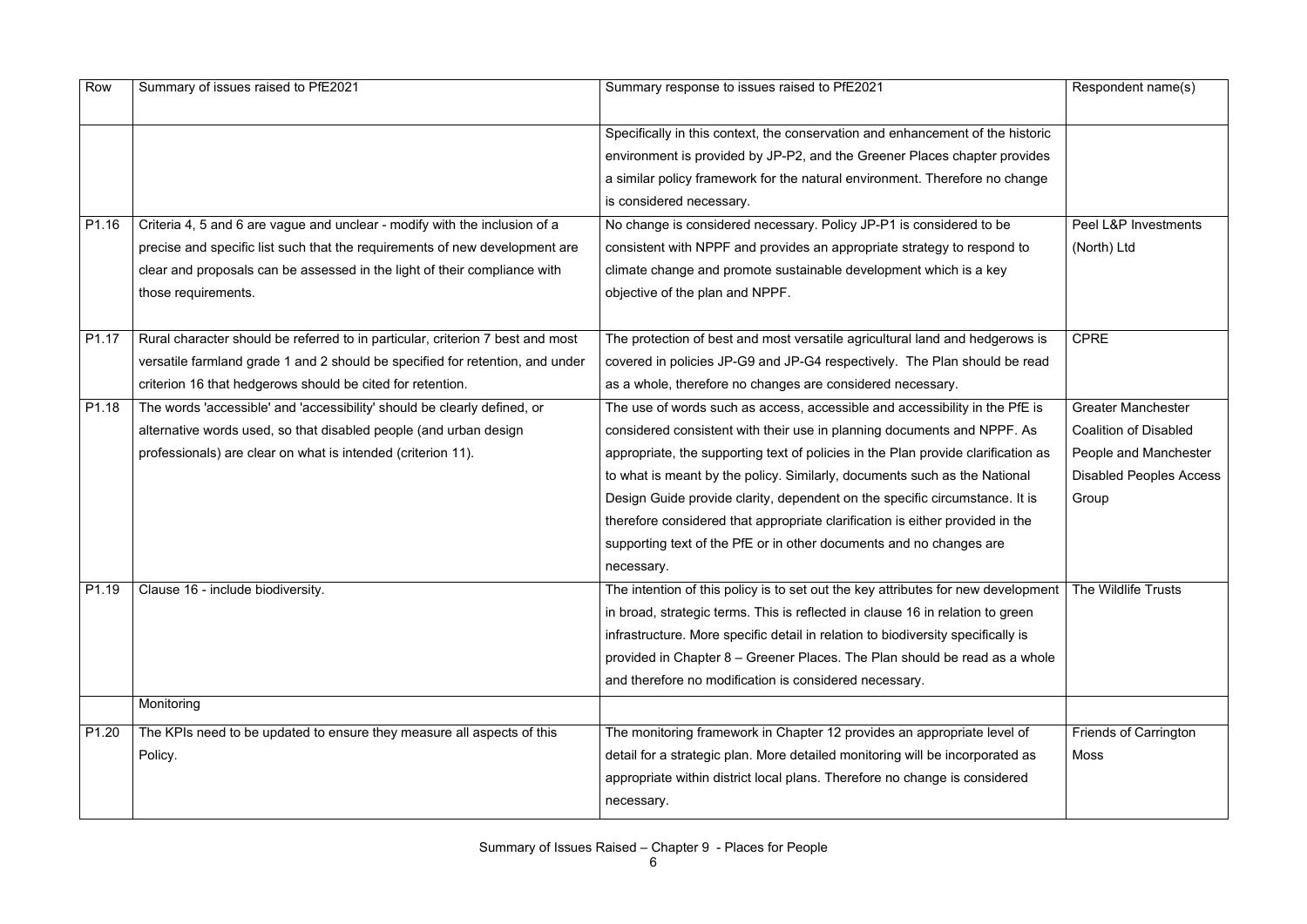| Row | Summary of issues raised to PfE2021 | Summary response to issues raised to PfE2021 | Respondent name(s) |
|---|---|---|---|
| | | Specifically in this context, the conservation and enhancement of the historic environment is provided by JP-P2, and the Greener Places chapter provides a similar policy framework for the natural environment. Therefore no change is considered necessary. | |
| P1.16 | Criteria 4, 5 and 6 are vague and unclear - modify with the inclusion of a precise and specific list such that the requirements of new development are clear and proposals can be assessed in the light of their compliance with those requirements. | No change is considered necessary. Policy JP-P1 is considered to be consistent with NPPF and provides an appropriate strategy to respond to climate change and promote sustainable development which is a key objective of the plan and NPPF. | Peel L&P Investments (North) Ltd |
| P1.17 | Rural character should be referred to in particular, criterion 7 best and most versatile farmland grade 1 and 2 should be specified for retention, and under criterion 16 that hedgerows should be cited for retention. | The protection of best and most versatile agricultural land and hedgerows is covered in policies JP-G9 and JP-G4 respectively. The Plan should be read as a whole, therefore no changes are considered necessary. | CPRE |
| P1.18 | The words 'accessible' and 'accessibility' should be clearly defined, or alternative words used, so that disabled people (and urban design professionals) are clear on what is intended (criterion 11). | The use of words such as access, accessible and accessibility in the PfE is considered consistent with their use in planning documents and NPPF. As appropriate, the supporting text of policies in the Plan provide clarification as to what is meant by the policy. Similarly, documents such as the National Design Guide provide clarity, dependent on the specific circumstance. It is therefore considered that appropriate clarification is either provided in the supporting text of the PfE or in other documents and no changes are necessary. | Greater Manchester Coalition of Disabled People and Manchester Disabled Peoples Access Group |
| P1.19 | Clause 16 - include biodiversity. | The intention of this policy is to set out the key attributes for new development in broad, strategic terms. This is reflected in clause 16 in relation to green infrastructure. More specific detail in relation to biodiversity specifically is provided in Chapter 8 – Greener Places. The Plan should be read as a whole and therefore no modification is considered necessary. | The Wildlife Trusts |
| | Monitoring | | |
| P1.20 | The KPIs need to be updated to ensure they measure all aspects of this Policy. | The monitoring framework in Chapter 12 provides an appropriate level of detail for a strategic plan. More detailed monitoring will be incorporated as appropriate within district local plans. Therefore no change is considered necessary. | Friends of Carrington Moss |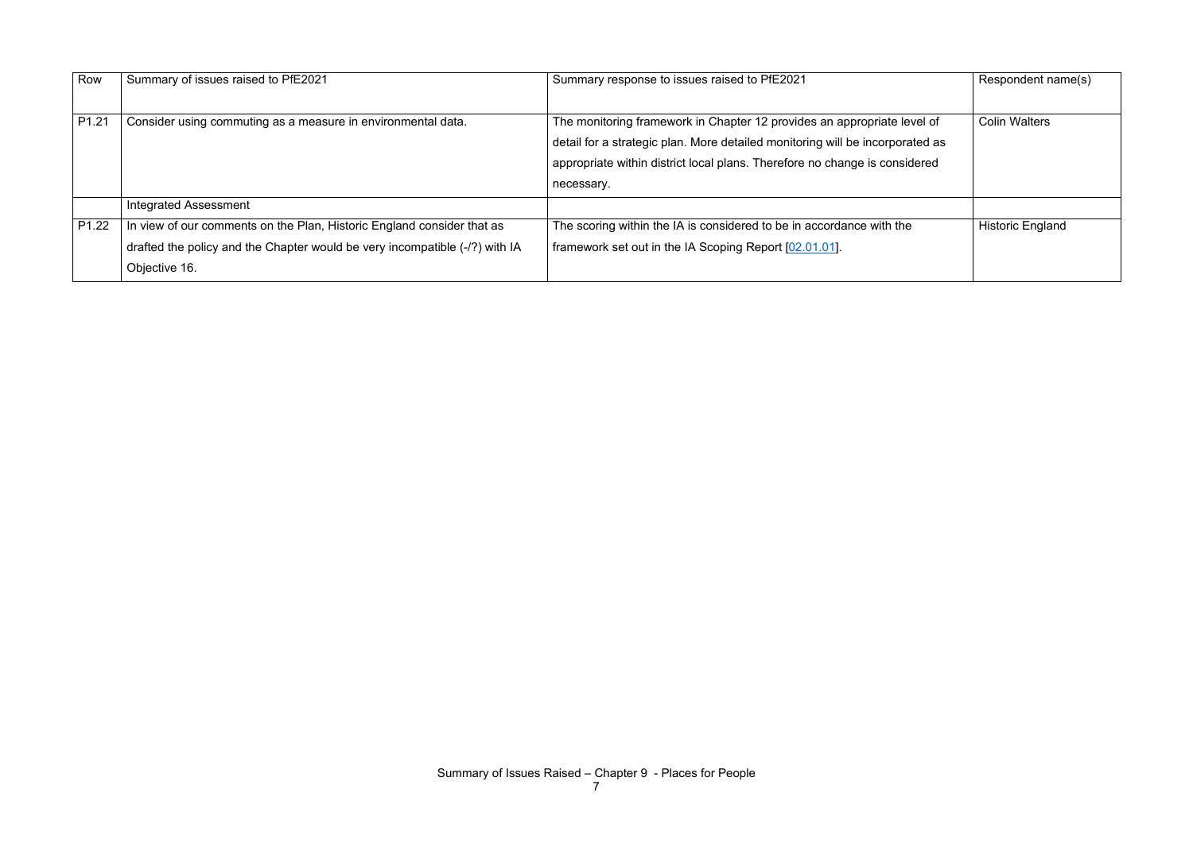| Row | Summary of issues raised to PfE2021 | Summary response to issues raised to PfE2021 | Respondent name(s) |
|---|---|---|---|
| P1.21 | Consider using commuting as a measure in environmental data. | The monitoring framework in Chapter 12 provides an appropriate level of detail for a strategic plan. More detailed monitoring will be incorporated as appropriate within district local plans. Therefore no change is considered necessary. | Colin Walters |
| | Integrated Assessment | | |
| P1.22 | In view of our comments on the Plan, Historic England consider that as drafted the policy and the Chapter would be very incompatible (-/?) with IA Objective 16. | The scoring within the IA is considered to be in accordance with the framework set out in the IA Scoping Report [02.01.01]. | Historic England |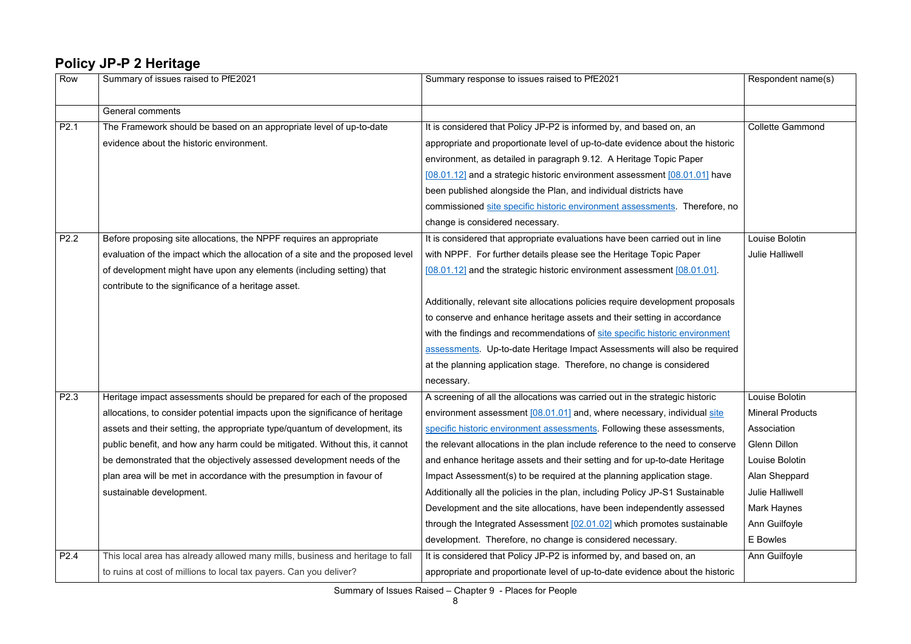## Policy JP-P 2 Heritage

| Row | Summary of issues raised to PfE2021 | Summary response to issues raised to PfE2021 | Respondent name(s) |
|---|---|---|---|
| | General comments | | |
| P2.1 | The Framework should be based on an appropriate level of up-to-date evidence about the historic environment. | It is considered that Policy JP-P2 is informed by, and based on, an appropriate and proportionate level of up-to-date evidence about the historic environment, as detailed in paragraph 9.12. A Heritage Topic Paper [08.01.12] and a strategic historic environment assessment [08.01.01] have been published alongside the Plan, and individual districts have commissioned site specific historic environment assessments. Therefore, no change is considered necessary. | Collette Gammond |
| P2.2 | Before proposing site allocations, the NPPF requires an appropriate evaluation of the impact which the allocation of a site and the proposed level of development might have upon any elements (including setting) that contribute to the significance of a heritage asset. | It is considered that appropriate evaluations have been carried out in line with NPPF. For further details please see the Heritage Topic Paper [08.01.12] and the strategic historic environment assessment [08.01.01].<br><br>Additionally, relevant site allocations policies require development proposals to conserve and enhance heritage assets and their setting in accordance with the findings and recommendations of site specific historic environment assessments. Up-to-date Heritage Impact Assessments will also be required at the planning application stage. Therefore, no change is considered necessary. | Louise Bolotin<br>Julie Halliwell |
| P2.3 | Heritage impact assessments should be prepared for each of the proposed allocations, to consider potential impacts upon the significance of heritage assets and their setting, the appropriate type/quantum of development, its public benefit, and how any harm could be mitigated. Without this, it cannot be demonstrated that the objectively assessed development needs of the plan area will be met in accordance with the presumption in favour of sustainable development. | A screening of all the allocations was carried out in the strategic historic environment assessment [08.01.01] and, where necessary, individual site specific historic environment assessments. Following these assessments, the relevant allocations in the plan include reference to the need to conserve and enhance heritage assets and their setting and for up-to-date Heritage Impact Assessment(s) to be required at the planning application stage. Additionally all the policies in the plan, including Policy JP-S1 Sustainable Development and the site allocations, have been independently assessed through the Integrated Assessment [02.01.02] which promotes sustainable development. Therefore, no change is considered necessary. | Louise Bolotin<br>Mineral Products Association<br>Glenn Dillon<br>Louise Bolotin<br>Alan Sheppard<br>Julie Halliwell<br>Mark Haynes<br>Ann Guilfoyle<br>E Bowles |
| P2.4 | This local area has already allowed many mills, business and heritage to fall to ruins at cost of millions to local tax payers. Can you deliver? | It is considered that Policy JP-P2 is informed by, and based on, an appropriate and proportionate level of up-to-date evidence about the historic | Ann Guilfoyle |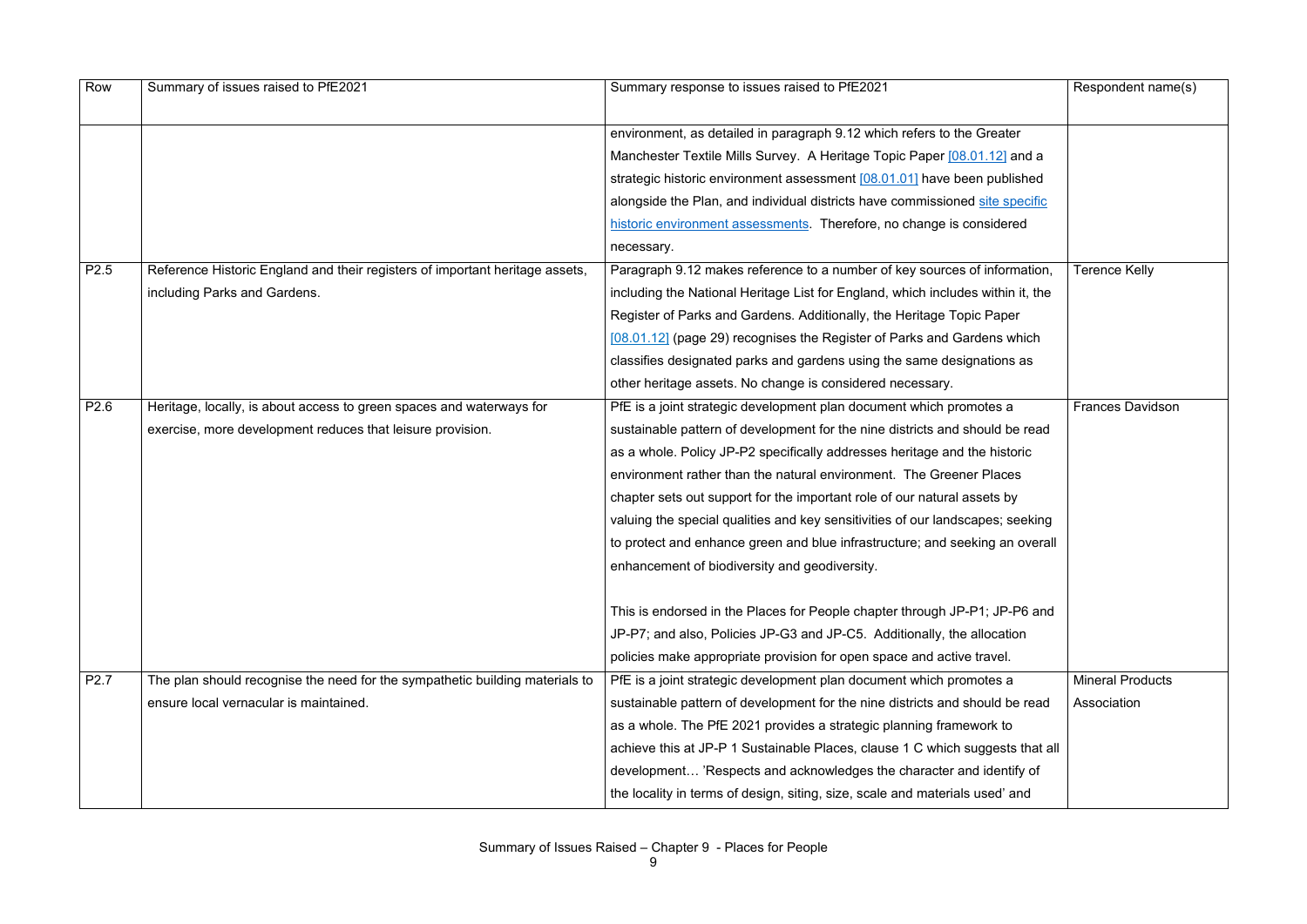| Row | Summary of issues raised to PfE2021 | Summary response to issues raised to PfE2021 | Respondent name(s) |
|---|---|---|---|
| | | environment, as detailed in paragraph 9.12 which refers to the Greater Manchester Textile Mills Survey. A Heritage Topic Paper [08.01.12] and a strategic historic environment assessment [08.01.01] have been published alongside the Plan, and individual districts have commissioned site specific historic environment assessments. Therefore, no change is considered necessary. | |
| P2.5 | Reference Historic England and their registers of important heritage assets, including Parks and Gardens. | Paragraph 9.12 makes reference to a number of key sources of information, including the National Heritage List for England, which includes within it, the Register of Parks and Gardens. Additionally, the Heritage Topic Paper [08.01.12] (page 29) recognises the Register of Parks and Gardens which classifies designated parks and gardens using the same designations as other heritage assets. No change is considered necessary. | Terence Kelly |
| P2.6 | Heritage, locally, is about access to green spaces and waterways for exercise, more development reduces that leisure provision. | PfE is a joint strategic development plan document which promotes a sustainable pattern of development for the nine districts and should be read as a whole. Policy JP-P2 specifically addresses heritage and the historic environment rather than the natural environment. The Greener Places chapter sets out support for the important role of our natural assets by valuing the special qualities and key sensitivities of our landscapes; seeking to protect and enhance green and blue infrastructure; and seeking an overall enhancement of biodiversity and geodiversity.<br><br>This is endorsed in the Places for People chapter through JP-P1; JP-P6 and JP-P7; and also, Policies JP-G3 and JP-C5. Additionally, the allocation policies make appropriate provision for open space and active travel. | Frances Davidson |
| P2.7 | The plan should recognise the need for the sympathetic building materials to ensure local vernacular is maintained. | PfE is a joint strategic development plan document which promotes a sustainable pattern of development for the nine districts and should be read as a whole. The PfE 2021 provides a strategic planning framework to achieve this at JP-P 1 Sustainable Places, clause 1 C which suggests that all development… 'Respects and acknowledges the character and identify of the locality in terms of design, siting, size, scale and materials used' and | Mineral Products Association |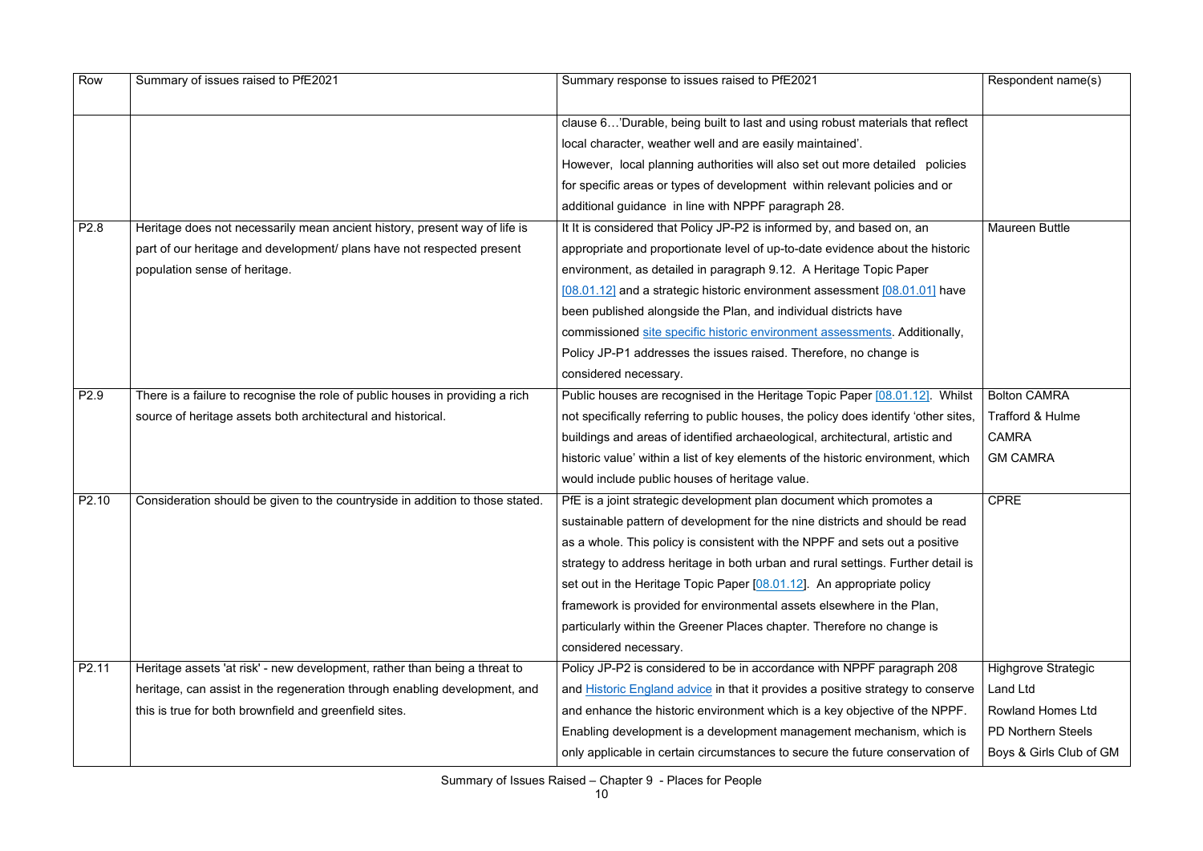| Row | Summary of issues raised to PfE2021 | Summary response to issues raised to PfE2021 | Respondent name(s) |
|---|---|---|---|
| | | clause 6…'Durable, being built to last and using robust materials that reflect local character, weather well and are easily maintained'. However, local planning authorities will also set out more detailed policies for specific areas or types of development within relevant policies and or additional guidance in line with NPPF paragraph 28. | |
| P2.8 | Heritage does not necessarily mean ancient history, present way of life is part of our heritage and development/ plans have not respected present population sense of heritage. | It It is considered that Policy JP-P2 is informed by, and based on, an appropriate and proportionate level of up-to-date evidence about the historic environment, as detailed in paragraph 9.12. A Heritage Topic Paper [08.01.12] and a strategic historic environment assessment [08.01.01] have been published alongside the Plan, and individual districts have commissioned site specific historic environment assessments. Additionally, Policy JP-P1 addresses the issues raised. Therefore, no change is considered necessary. | Maureen Buttle |
| P2.9 | There is a failure to recognise the role of public houses in providing a rich source of heritage assets both architectural and historical. | Public houses are recognised in the Heritage Topic Paper [08.01.12]. Whilst not specifically referring to public houses, the policy does identify 'other sites, buildings and areas of identified archaeological, architectural, artistic and historic value' within a list of key elements of the historic environment, which would include public houses of heritage value. | Bolton CAMRA<br>Trafford & Hulme CAMRA<br>GM CAMRA |
| P2.10 | Consideration should be given to the countryside in addition to those stated. | PfE is a joint strategic development plan document which promotes a sustainable pattern of development for the nine districts and should be read as a whole. This policy is consistent with the NPPF and sets out a positive strategy to address heritage in both urban and rural settings. Further detail is set out in the Heritage Topic Paper [08.01.12]. An appropriate policy framework is provided for environmental assets elsewhere in the Plan, particularly within the Greener Places chapter. Therefore no change is considered necessary. | CPRE |
| P2.11 | Heritage assets 'at risk' - new development, rather than being a threat to heritage, can assist in the regeneration through enabling development, and this is true for both brownfield and greenfield sites. | Policy JP-P2 is considered to be in accordance with NPPF paragraph 208 and Historic England advice in that it provides a positive strategy to conserve and enhance the historic environment which is a key objective of the NPPF. Enabling development is a development management mechanism, which is only applicable in certain circumstances to secure the future conservation of | Highgrove Strategic Land Ltd<br>Rowland Homes Ltd<br>PD Northern Steels<br>Boys & Girls Club of GM |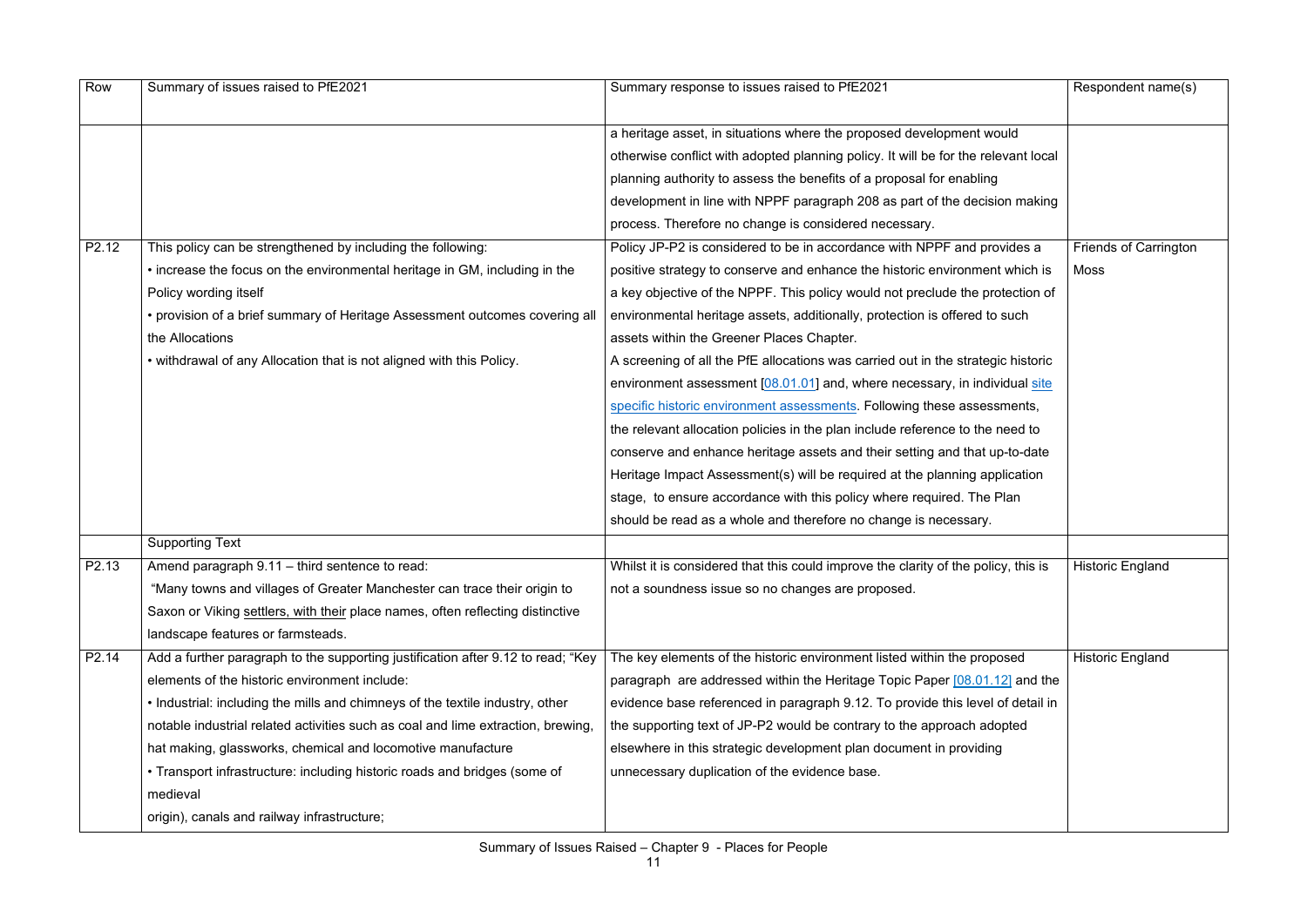| Row | Summary of issues raised to PfE2021 | Summary response to issues raised to PfE2021 | Respondent name(s) |
|---|---|---|---|
| | | a heritage asset, in situations where the proposed development would otherwise conflict with adopted planning policy. It will be for the relevant local planning authority to assess the benefits of a proposal for enabling development in line with NPPF paragraph 208 as part of the decision making process. Therefore no change is considered necessary. | |
| P2.12 | This policy can be strengthened by including the following:<br>• increase the focus on the environmental heritage in GM, including in the Policy wording itself<br>• provision of a brief summary of Heritage Assessment outcomes covering all the Allocations<br>• withdrawal of any Allocation that is not aligned with this Policy. | Policy JP-P2 is considered to be in accordance with NPPF and provides a positive strategy to conserve and enhance the historic environment which is a key objective of the NPPF. This policy would not preclude the protection of environmental heritage assets, additionally, protection is offered to such assets within the Greener Places Chapter.<br>A screening of all the PfE allocations was carried out in the strategic historic environment assessment [08.01.01] and, where necessary, in individual site specific historic environment assessments. Following these assessments, the relevant allocation policies in the plan include reference to the need to conserve and enhance heritage assets and their setting and that up-to-date Heritage Impact Assessment(s) will be required at the planning application stage, to ensure accordance with this policy where required. The Plan should be read as a whole and therefore no change is necessary. | Friends of Carrington Moss |
| | Supporting Text | | |
| P2.13 | Amend paragraph 9.11 – third sentence to read:<br>"Many towns and villages of Greater Manchester can trace their origin to Saxon or Viking settlers, with their place names, often reflecting distinctive landscape features or farmsteads. | Whilst it is considered that this could improve the clarity of the policy, this is not a soundness issue so no changes are proposed. | Historic England |
| P2.14 | Add a further paragraph to the supporting justification after 9.12 to read; "Key elements of the historic environment include:<br>• Industrial: including the mills and chimneys of the textile industry, other notable industrial related activities such as coal and lime extraction, brewing, hat making, glassworks, chemical and locomotive manufacture<br>• Transport infrastructure: including historic roads and bridges (some of medieval<br>origin), canals and railway infrastructure; | The key elements of the historic environment listed within the proposed paragraph are addressed within the Heritage Topic Paper [08.01.12] and the evidence base referenced in paragraph 9.12. To provide this level of detail in the supporting text of JP-P2 would be contrary to the approach adopted elsewhere in this strategic development plan document in providing unnecessary duplication of the evidence base. | Historic England |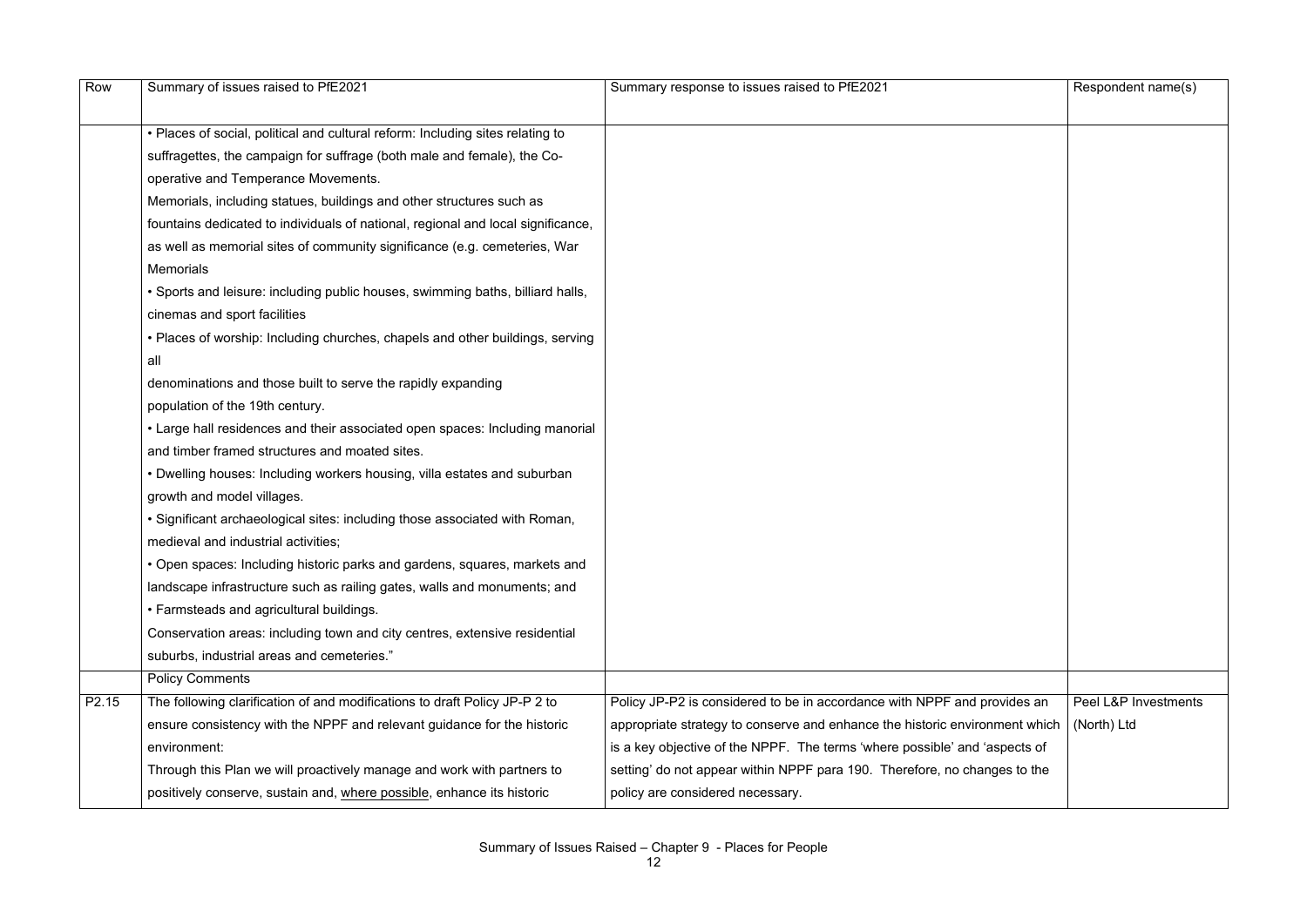| Row | Summary of issues raised to PfE2021 | Summary response to issues raised to PfE2021 | Respondent name(s) |
|---|---|---|---|
| | • Places of social, political and cultural reform: Including sites relating to suffragettes, the campaign for suffrage (both male and female), the Co-operative and Temperance Movements.<br>Memorials, including statues, buildings and other structures such as fountains dedicated to individuals of national, regional and local significance, as well as memorial sites of community significance (e.g. cemeteries, War Memorials<br>• Sports and leisure: including public houses, swimming baths, billiard halls, cinemas and sport facilities<br>• Places of worship: Including churches, chapels and other buildings, serving all<br>denominations and those built to serve the rapidly expanding<br>population of the 19th century.<br>• Large hall residences and their associated open spaces: Including manorial and timber framed structures and moated sites.<br>• Dwelling houses: Including workers housing, villa estates and suburban growth and model villages.<br>• Significant archaeological sites: including those associated with Roman, medieval and industrial activities;<br>• Open spaces: Including historic parks and gardens, squares, markets and landscape infrastructure such as railing gates, walls and monuments; and<br>• Farmsteads and agricultural buildings.<br>Conservation areas: including town and city centres, extensive residential suburbs, industrial areas and cemeteries." | | |
| | Policy Comments | | |
| P2.15 | The following clarification of and modifications to draft Policy JP-P 2 to ensure consistency with the NPPF and relevant guidance for the historic environment:<br>Through this Plan we will proactively manage and work with partners to positively conserve, sustain and, where possible, enhance its historic | Policy JP-P2 is considered to be in accordance with NPPF and provides an appropriate strategy to conserve and enhance the historic environment which is a key objective of the NPPF. The terms 'where possible' and 'aspects of setting' do not appear within NPPF para 190. Therefore, no changes to the policy are considered necessary. | Peel L&P Investments (North) Ltd |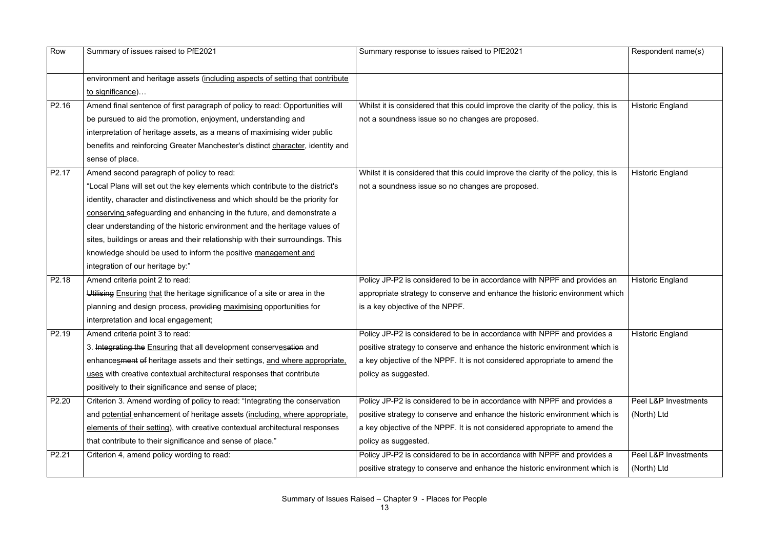| Row | Summary of issues raised to PfE2021 | Summary response to issues raised to PfE2021 | Respondent name(s) |
|---|---|---|---|
| | environment and heritage assets (<u>including aspects of setting that contribute to significance</u>)… | | |
| P2.16 | Amend final sentence of first paragraph of policy to read: Opportunities will be pursued to aid the promotion, enjoyment, understanding and interpretation of heritage assets, as a means of maximising wider public benefits and reinforcing Greater Manchester's distinct <u>character</u>, identity and sense of place. | Whilst it is considered that this could improve the clarity of the policy, this is not a soundness issue so no changes are proposed. | Historic England |
| P2.17 | Amend second paragraph of policy to read: "Local Plans will set out the key elements which contribute to the district's identity, character and distinctiveness and which should be the priority for <u>conserving</u> safeguarding and enhancing in the future, and demonstrate a clear understanding of the historic environment and the heritage values of sites, buildings or areas and their relationship with their surroundings. This knowledge should be used to inform the positive <u>management and</u> integration of our heritage by:" | Whilst it is considered that this could improve the clarity of the policy, this is not a soundness issue so no changes are proposed. | Historic England |
| P2.18 | Amend criteria point 2 to read: ~~Utilising~~ <u>Ensuring that</u> the heritage significance of a site or area in the planning and design process, ~~providing~~ <u>maximising</u> opportunities for interpretation and local engagement; | Policy JP-P2 is considered to be in accordance with NPPF and provides an appropriate strategy to conserve and enhance the historic environment which is a key objective of the NPPF. | Historic England |
| P2.19 | Amend criteria point 3 to read: 3. ~~Integrating the~~ <u>Ensuring</u> that all development conserv<u>es</u>~~ation~~ and enhance<u>s</u>~~ment of~~ heritage assets and their settings, <u>and where appropriate, uses</u> with creative contextual architectural responses that contribute positively to their significance and sense of place; | Policy JP-P2 is considered to be in accordance with NPPF and provides a positive strategy to conserve and enhance the historic environment which is a key objective of the NPPF. It is not considered appropriate to amend the policy as suggested. | Historic England |
| P2.20 | Criterion 3. Amend wording of policy to read: "Integrating the conservation and <u>potential</u> enhancement of heritage assets (<u>including, where appropriate, elements of their setting</u>), with creative contextual architectural responses that contribute to their significance and sense of place." | Policy JP-P2 is considered to be in accordance with NPPF and provides a positive strategy to conserve and enhance the historic environment which is a key objective of the NPPF. It is not considered appropriate to amend the policy as suggested. | Peel L&P Investments (North) Ltd |
| P2.21 | Criterion 4, amend policy wording to read: | Policy JP-P2 is considered to be in accordance with NPPF and provides a positive strategy to conserve and enhance the historic environment which is | Peel L&P Investments (North) Ltd |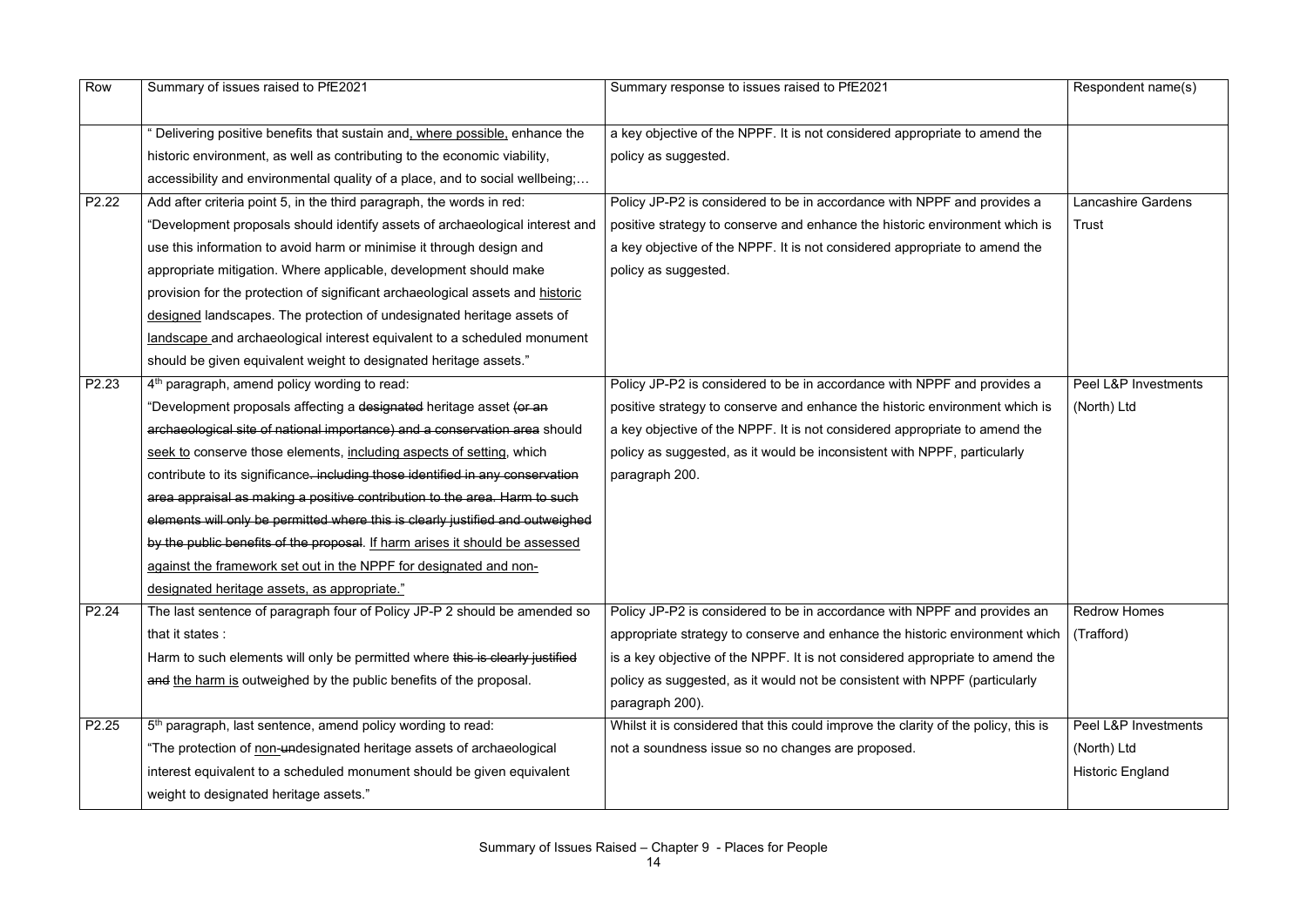| Row | Summary of issues raised to PfE2021 | Summary response to issues raised to PfE2021 | Respondent name(s) |
|---|---|---|---|
| | " Delivering positive benefits that sustain and<u>, where possible,</u> enhance the historic environment, as well as contributing to the economic viability, accessibility and environmental quality of a place, and to social wellbeing;… | a key objective of the NPPF. It is not considered appropriate to amend the policy as suggested. | |
| P2.22 | Add after criteria point 5, in the third paragraph, the words in red:<br>"Development proposals should identify assets of archaeological interest and use this information to avoid harm or minimise it through design and appropriate mitigation. Where applicable, development should make provision for the protection of significant archaeological assets and <u>historic designed</u> landscapes. The protection of undesignated heritage assets of <u>landscape</u> and archaeological interest equivalent to a scheduled monument should be given equivalent weight to designated heritage assets." | Policy JP-P2 is considered to be in accordance with NPPF and provides a positive strategy to conserve and enhance the historic environment which is a key objective of the NPPF. It is not considered appropriate to amend the policy as suggested. | Lancashire Gardens Trust |
| P2.23 | 4th paragraph, amend policy wording to read:<br>"Development proposals affecting a ~~designated~~ heritage asset ~~(or an archaeological site of national importance) and a conservation area~~ should <u>seek to</u> conserve those elements, <u>including aspects of setting</u>, which contribute to its significance~~. including those identified in any conservation area appraisal as making a positive contribution to the area. Harm to such elements will only be permitted where this is clearly justified and outweighed by the public benefits of the proposal~~. <u>If harm arises it should be assessed against the framework set out in the NPPF for designated and non-designated heritage assets, as appropriate.</u>" | Policy JP-P2 is considered to be in accordance with NPPF and provides a positive strategy to conserve and enhance the historic environment which is a key objective of the NPPF. It is not considered appropriate to amend the policy as suggested, as it would be inconsistent with NPPF, particularly paragraph 200. | Peel L&P Investments (North) Ltd |
| P2.24 | The last sentence of paragraph four of Policy JP-P 2 should be amended so that it states :<br>Harm to such elements will only be permitted where ~~this is clearly justified and~~ <u>the harm is</u> outweighed by the public benefits of the proposal. | Policy JP-P2 is considered to be in accordance with NPPF and provides an appropriate strategy to conserve and enhance the historic environment which is a key objective of the NPPF. It is not considered appropriate to amend the policy as suggested, as it would not be consistent with NPPF (particularly paragraph 200). | Redrow Homes (Trafford) |
| P2.25 | 5th paragraph, last sentence, amend policy wording to read:<br>"The protection of <u>non-</u>~~un~~designated heritage assets of archaeological interest equivalent to a scheduled monument should be given equivalent weight to designated heritage assets." | Whilst it is considered that this could improve the clarity of the policy, this is not a soundness issue so no changes are proposed. | Peel L&P Investments (North) Ltd<br>Historic England |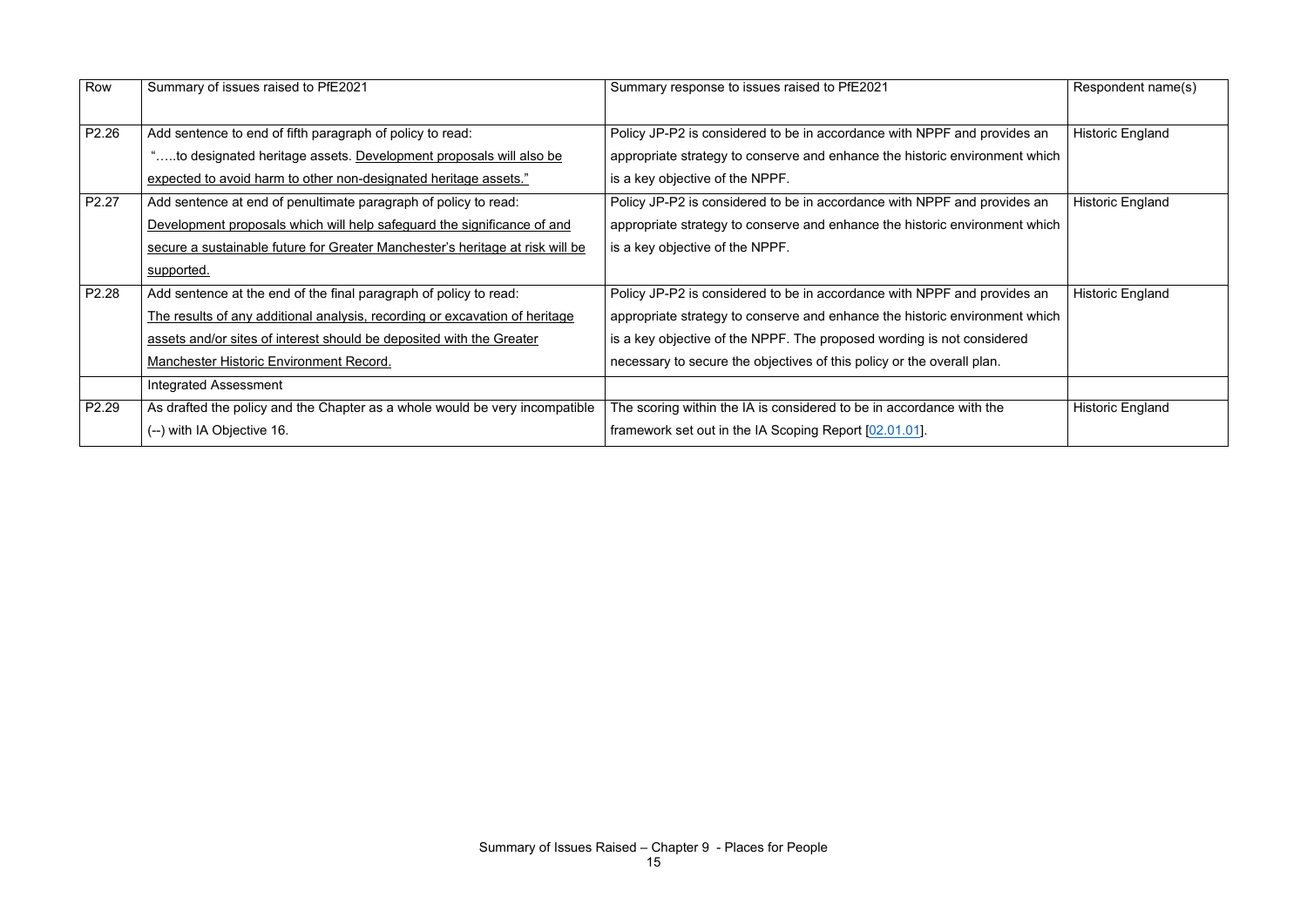| Row | Summary of issues raised to PfE2021 | Summary response to issues raised to PfE2021 | Respondent name(s) |
|---|---|---|---|
| P2.26 | Add sentence to end of fifth paragraph of policy to read: "…..to designated heritage assets. Development proposals will also be expected to avoid harm to other non-designated heritage assets." | Policy JP-P2 is considered to be in accordance with NPPF and provides an appropriate strategy to conserve and enhance the historic environment which is a key objective of the NPPF. | Historic England |
| P2.27 | Add sentence at end of penultimate paragraph of policy to read: Development proposals which will help safeguard the significance of and secure a sustainable future for Greater Manchester's heritage at risk will be supported. | Policy JP-P2 is considered to be in accordance with NPPF and provides an appropriate strategy to conserve and enhance the historic environment which is a key objective of the NPPF. | Historic England |
| P2.28 | Add sentence at the end of the final paragraph of policy to read: The results of any additional analysis, recording or excavation of heritage assets and/or sites of interest should be deposited with the Greater Manchester Historic Environment Record. | Policy JP-P2 is considered to be in accordance with NPPF and provides an appropriate strategy to conserve and enhance the historic environment which is a key objective of the NPPF. The proposed wording is not considered necessary to secure the objectives of this policy or the overall plan. | Historic England |
| | Integrated Assessment | | |
| P2.29 | As drafted the policy and the Chapter as a whole would be very incompatible (--) with IA Objective 16. | The scoring within the IA is considered to be in accordance with the framework set out in the IA Scoping Report [02.01.01]. | Historic England |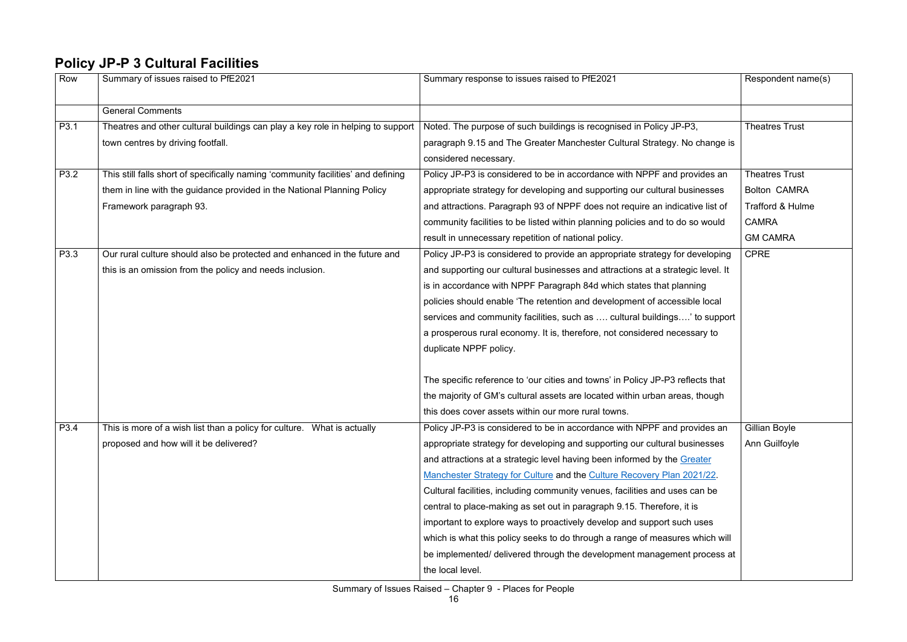## Policy JP-P 3 Cultural Facilities

| Row | Summary of issues raised to PfE2021 | Summary response to issues raised to PfE2021 | Respondent name(s) |
|---|---|---|---|
| | General Comments | | |
| P3.1 | Theatres and other cultural buildings can play a key role in helping to support town centres by driving footfall. | Noted. The purpose of such buildings is recognised in Policy JP-P3, paragraph 9.15 and The Greater Manchester Cultural Strategy. No change is considered necessary. | Theatres Trust |
| P3.2 | This still falls short of specifically naming 'community facilities' and defining them in line with the guidance provided in the National Planning Policy Framework paragraph 93. | Policy JP-P3 is considered to be in accordance with NPPF and provides an appropriate strategy for developing and supporting our cultural businesses and attractions. Paragraph 93 of NPPF does not require an indicative list of community facilities to be listed within planning policies and to do so would result in unnecessary repetition of national policy. | Theatres Trust<br>Bolton CAMRA<br>Trafford & Hulme CAMRA<br>GM CAMRA |
| P3.3 | Our rural culture should also be protected and enhanced in the future and this is an omission from the policy and needs inclusion. | Policy JP-P3 is considered to provide an appropriate strategy for developing and supporting our cultural businesses and attractions at a strategic level. It is in accordance with NPPF Paragraph 84d which states that planning policies should enable 'The retention and development of accessible local services and community facilities, such as …. cultural buildings….' to support a prosperous rural economy. It is, therefore, not considered necessary to duplicate NPPF policy.<br><br>The specific reference to 'our cities and towns' in Policy JP-P3 reflects that the majority of GM's cultural assets are located within urban areas, though this does cover assets within our more rural towns. | CPRE |
| P3.4 | This is more of a wish list than a policy for culture. What is actually proposed and how will it be delivered? | Policy JP-P3 is considered to be in accordance with NPPF and provides an appropriate strategy for developing and supporting our cultural businesses and attractions at a strategic level having been informed by the Greater Manchester Strategy for Culture and the Culture Recovery Plan 2021/22. Cultural facilities, including community venues, facilities and uses can be central to place-making as set out in paragraph 9.15. Therefore, it is important to explore ways to proactively develop and support such uses which is what this policy seeks to do through a range of measures which will be implemented/ delivered through the development management process at the local level. | Gillian Boyle<br>Ann Guilfoyle |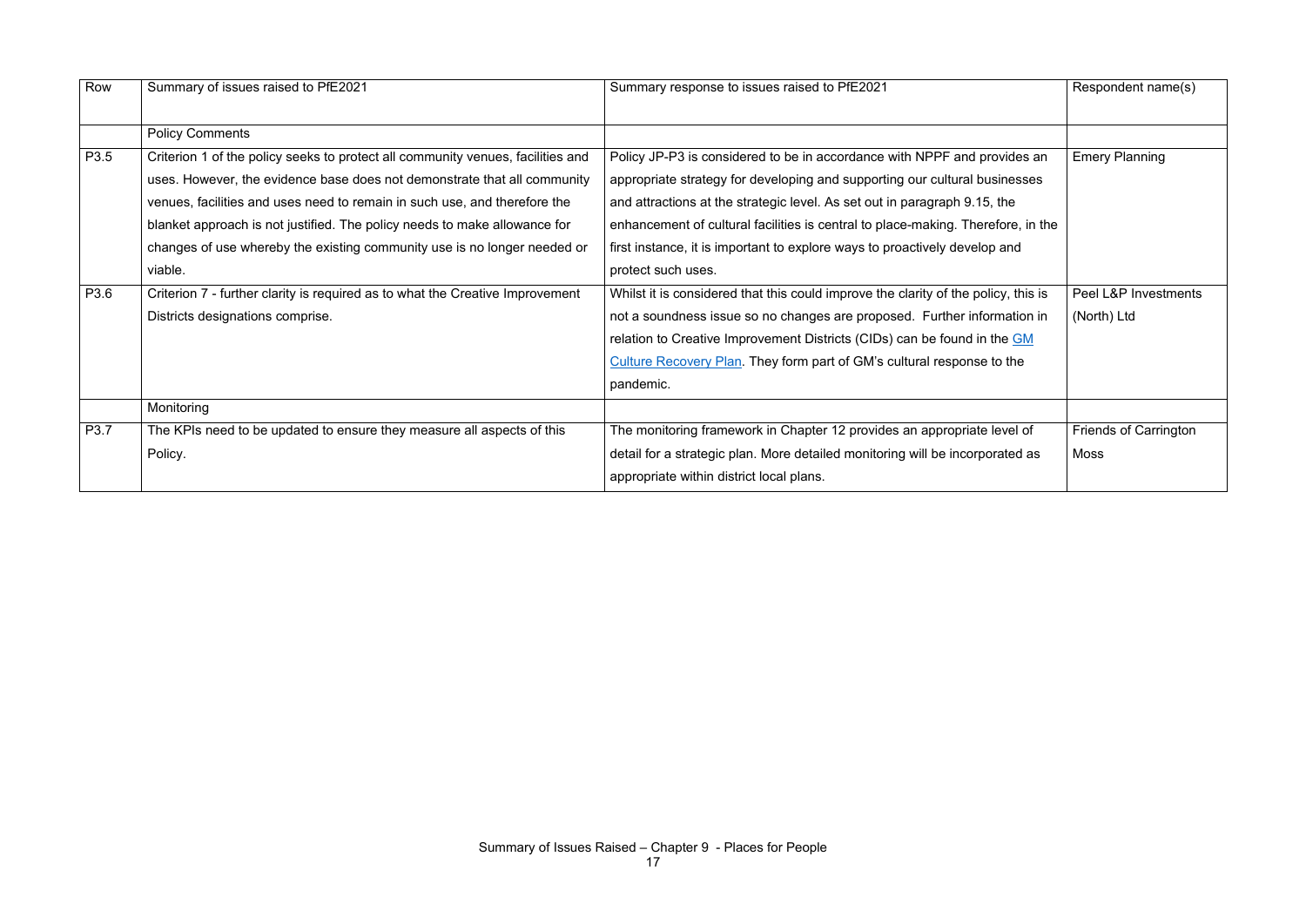| Row | Summary of issues raised to PfE2021 | Summary response to issues raised to PfE2021 | Respondent name(s) |
|---|---|---|---|
| | Policy Comments | | |
| P3.5 | Criterion 1 of the policy seeks to protect all community venues, facilities and uses. However, the evidence base does not demonstrate that all community venues, facilities and uses need to remain in such use, and therefore the blanket approach is not justified. The policy needs to make allowance for changes of use whereby the existing community use is no longer needed or viable. | Policy JP-P3 is considered to be in accordance with NPPF and provides an appropriate strategy for developing and supporting our cultural businesses and attractions at the strategic level. As set out in paragraph 9.15, the enhancement of cultural facilities is central to place-making. Therefore, in the first instance, it is important to explore ways to proactively develop and protect such uses. | Emery Planning |
| P3.6 | Criterion 7 - further clarity is required as to what the Creative Improvement Districts designations comprise. | Whilst it is considered that this could improve the clarity of the policy, this is not a soundness issue so no changes are proposed. Further information in relation to Creative Improvement Districts (CIDs) can be found in the GM Culture Recovery Plan. They form part of GM's cultural response to the pandemic. | Peel L&P Investments (North) Ltd |
| | Monitoring | | |
| P3.7 | The KPIs need to be updated to ensure they measure all aspects of this Policy. | The monitoring framework in Chapter 12 provides an appropriate level of detail for a strategic plan. More detailed monitoring will be incorporated as appropriate within district local plans. | Friends of Carrington Moss |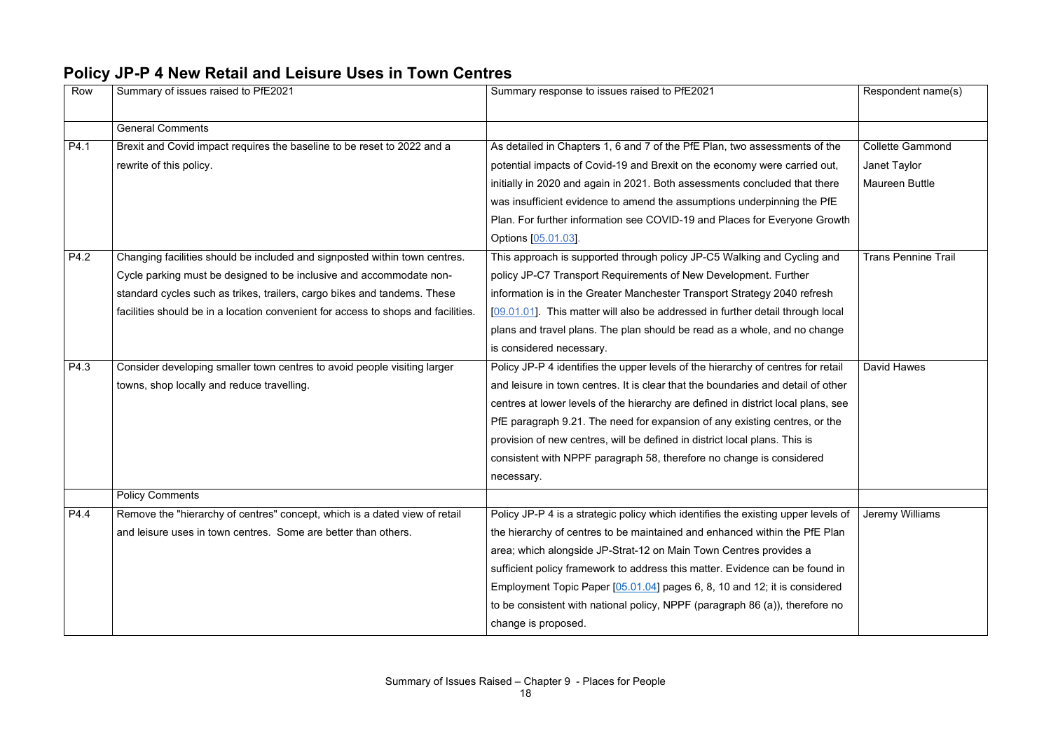## Policy JP-P 4 New Retail and Leisure Uses in Town Centres

| Row | Summary of issues raised to PfE2021 | Summary response to issues raised to PfE2021 | Respondent name(s) |
|---|---|---|---|
| | General Comments | | |
| P4.1 | Brexit and Covid impact requires the baseline to be reset to 2022 and a rewrite of this policy. | As detailed in Chapters 1, 6 and 7 of the PfE Plan, two assessments of the potential impacts of Covid-19 and Brexit on the economy were carried out, initially in 2020 and again in 2021. Both assessments concluded that there was insufficient evidence to amend the assumptions underpinning the PfE Plan. For further information see COVID-19 and Places for Everyone Growth Options [05.01.03]. | Collette Gammond<br>Janet Taylor<br>Maureen Buttle |
| P4.2 | Changing facilities should be included and signposted within town centres. Cycle parking must be designed to be inclusive and accommodate non-standard cycles such as trikes, trailers, cargo bikes and tandems. These facilities should be in a location convenient for access to shops and facilities. | This approach is supported through policy JP-C5 Walking and Cycling and policy JP-C7 Transport Requirements of New Development. Further information is in the Greater Manchester Transport Strategy 2040 refresh [09.01.01]. This matter will also be addressed in further detail through local plans and travel plans. The plan should be read as a whole, and no change is considered necessary. | Trans Pennine Trail |
| P4.3 | Consider developing smaller town centres to avoid people visiting larger towns, shop locally and reduce travelling. | Policy JP-P 4 identifies the upper levels of the hierarchy of centres for retail and leisure in town centres. It is clear that the boundaries and detail of other centres at lower levels of the hierarchy are defined in district local plans, see PfE paragraph 9.21. The need for expansion of any existing centres, or the provision of new centres, will be defined in district local plans. This is consistent with NPPF paragraph 58, therefore no change is considered necessary. | David Hawes |
| | Policy Comments | | |
| P4.4 | Remove the "hierarchy of centres" concept, which is a dated view of retail and leisure uses in town centres. Some are better than others. | Policy JP-P 4 is a strategic policy which identifies the existing upper levels of the hierarchy of centres to be maintained and enhanced within the PfE Plan area; which alongside JP-Strat-12 on Main Town Centres provides a sufficient policy framework to address this matter. Evidence can be found in Employment Topic Paper [05.01.04] pages 6, 8, 10 and 12; it is considered to be consistent with national policy, NPPF (paragraph 86 (a)), therefore no change is proposed. | Jeremy Williams |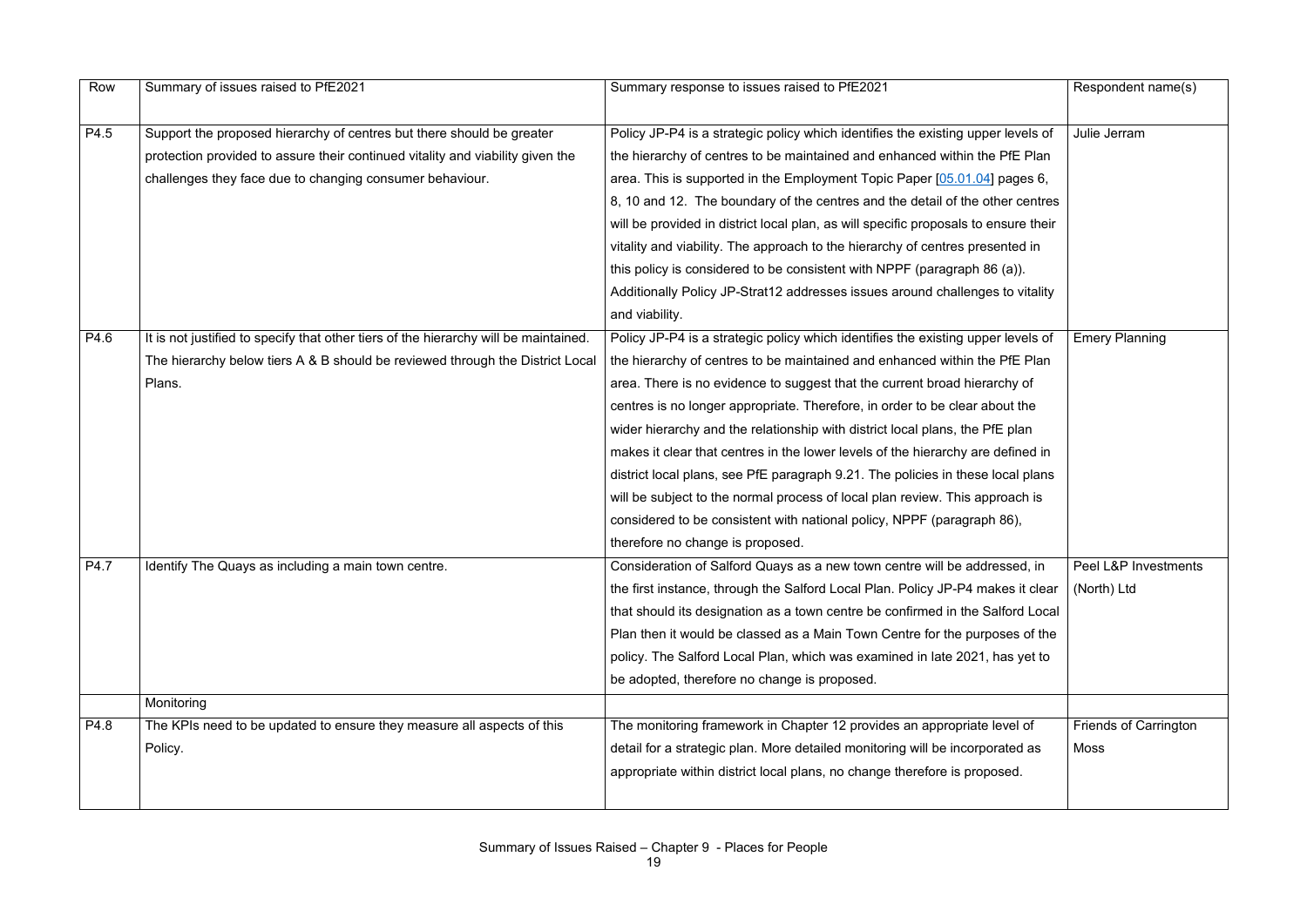| Row | Summary of issues raised to PfE2021 | Summary response to issues raised to PfE2021 | Respondent name(s) |
|---|---|---|---|
| P4.5 | Support the proposed hierarchy of centres but there should be greater protection provided to assure their continued vitality and viability given the challenges they face due to changing consumer behaviour. | Policy JP-P4 is a strategic policy which identifies the existing upper levels of the hierarchy of centres to be maintained and enhanced within the PfE Plan area. This is supported in the Employment Topic Paper [05.01.04] pages 6, 8, 10 and 12. The boundary of the centres and the detail of the other centres will be provided in district local plan, as will specific proposals to ensure their vitality and viability. The approach to the hierarchy of centres presented in this policy is considered to be consistent with NPPF (paragraph 86 (a)). Additionally Policy JP-Strat12 addresses issues around challenges to vitality and viability. | Julie Jerram |
| P4.6 | It is not justified to specify that other tiers of the hierarchy will be maintained. The hierarchy below tiers A & B should be reviewed through the District Local Plans. | Policy JP-P4 is a strategic policy which identifies the existing upper levels of the hierarchy of centres to be maintained and enhanced within the PfE Plan area. There is no evidence to suggest that the current broad hierarchy of centres is no longer appropriate. Therefore, in order to be clear about the wider hierarchy and the relationship with district local plans, the PfE plan makes it clear that centres in the lower levels of the hierarchy are defined in district local plans, see PfE paragraph 9.21. The policies in these local plans will be subject to the normal process of local plan review. This approach is considered to be consistent with national policy, NPPF (paragraph 86), therefore no change is proposed. | Emery Planning |
| P4.7 | Identify The Quays as including a main town centre. | Consideration of Salford Quays as a new town centre will be addressed, in the first instance, through the Salford Local Plan. Policy JP-P4 makes it clear that should its designation as a town centre be confirmed in the Salford Local Plan then it would be classed as a Main Town Centre for the purposes of the policy. The Salford Local Plan, which was examined in late 2021, has yet to be adopted, therefore no change is proposed. | Peel L&P Investments (North) Ltd |
| | Monitoring | | |
| P4.8 | The KPIs need to be updated to ensure they measure all aspects of this Policy. | The monitoring framework in Chapter 12 provides an appropriate level of detail for a strategic plan. More detailed monitoring will be incorporated as appropriate within district local plans, no change therefore is proposed. | Friends of Carrington Moss |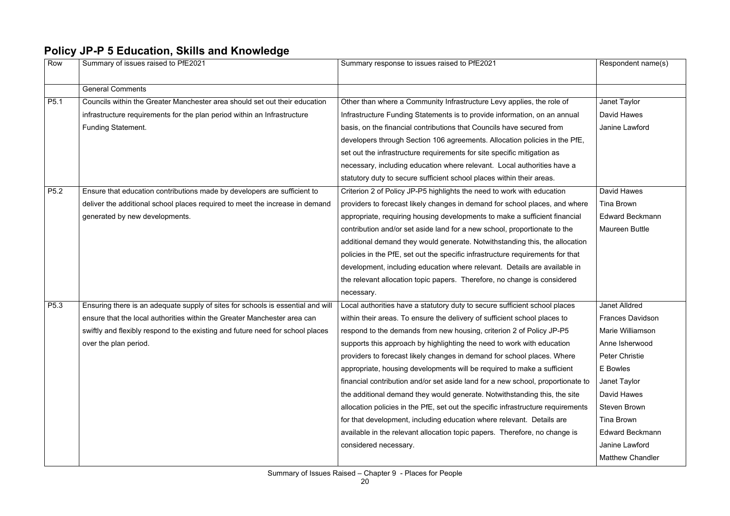## Policy JP-P 5 Education, Skills and Knowledge

| Row | Summary of issues raised to PfE2021 | Summary response to issues raised to PfE2021 | Respondent name(s) |
|---|---|---|---|
| | General Comments | | |
| P5.1 | Councils within the Greater Manchester area should set out their education infrastructure requirements for the plan period within an Infrastructure Funding Statement. | Other than where a Community Infrastructure Levy applies, the role of Infrastructure Funding Statements is to provide information, on an annual basis, on the financial contributions that Councils have secured from developers through Section 106 agreements. Allocation policies in the PfE, set out the infrastructure requirements for site specific mitigation as necessary, including education where relevant. Local authorities have a statutory duty to secure sufficient school places within their areas. | Janet Taylor<br>David Hawes<br>Janine Lawford |
| P5.2 | Ensure that education contributions made by developers are sufficient to deliver the additional school places required to meet the increase in demand generated by new developments. | Criterion 2 of Policy JP-P5 highlights the need to work with education providers to forecast likely changes in demand for school places, and where appropriate, requiring housing developments to make a sufficient financial contribution and/or set aside land for a new school, proportionate to the additional demand they would generate. Notwithstanding this, the allocation policies in the PfE, set out the specific infrastructure requirements for that development, including education where relevant. Details are available in the relevant allocation topic papers. Therefore, no change is considered necessary. | David Hawes<br>Tina Brown<br>Edward Beckmann<br>Maureen Buttle |
| P5.3 | Ensuring there is an adequate supply of sites for schools is essential and will ensure that the local authorities within the Greater Manchester area can swiftly and flexibly respond to the existing and future need for school places over the plan period. | Local authorities have a statutory duty to secure sufficient school places within their areas. To ensure the delivery of sufficient school places to respond to the demands from new housing, criterion 2 of Policy JP-P5 supports this approach by highlighting the need to work with education providers to forecast likely changes in demand for school places. Where appropriate, housing developments will be required to make a sufficient financial contribution and/or set aside land for a new school, proportionate to the additional demand they would generate. Notwithstanding this, the site allocation policies in the PfE, set out the specific infrastructure requirements for that development, including education where relevant. Details are available in the relevant allocation topic papers. Therefore, no change is considered necessary. | Janet Alldred<br>Frances Davidson<br>Marie Williamson<br>Anne Isherwood<br>Peter Christie<br>E Bowles<br>Janet Taylor<br>David Hawes<br>Steven Brown<br>Tina Brown<br>Edward Beckmann<br>Janine Lawford<br>Matthew Chandler |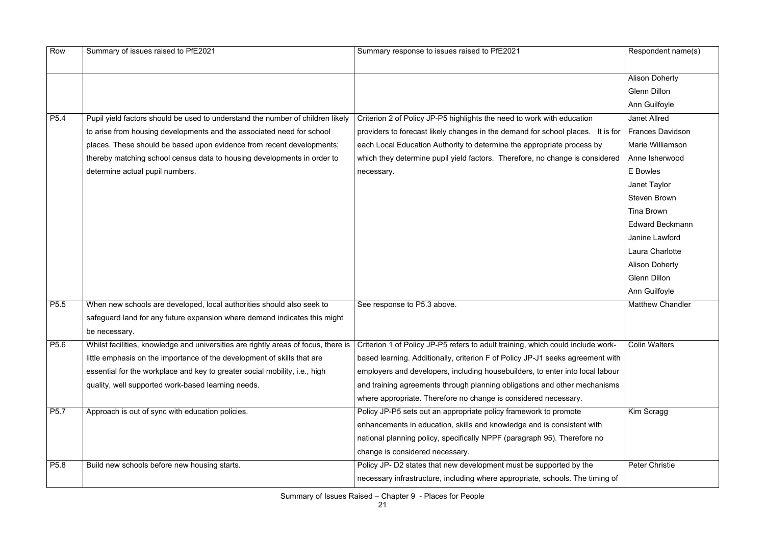| Row | Summary of issues raised to PfE2021 | Summary response to issues raised to PfE2021 | Respondent name(s) |
|---|---|---|---|
| | | | Alison Doherty<br>Glenn Dillon<br>Ann Guilfoyle |
| P5.4 | Pupil yield factors should be used to understand the number of children likely to arise from housing developments and the associated need for school places. These should be based upon evidence from recent developments; thereby matching school census data to housing developments in order to determine actual pupil numbers. | Criterion 2 of Policy JP-P5 highlights the need to work with education providers to forecast likely changes in the demand for school places. It is for each Local Education Authority to determine the appropriate process by which they determine pupil yield factors. Therefore, no change is considered necessary. | Janet Allred<br>Frances Davidson<br>Marie Williamson<br>Anne Isherwood<br>E Bowles<br>Janet Taylor<br>Steven Brown<br>Tina Brown<br>Edward Beckmann<br>Janine Lawford<br>Laura Charlotte<br>Alison Doherty<br>Glenn Dillon<br>Ann Guilfoyle |
| P5.5 | When new schools are developed, local authorities should also seek to safeguard land for any future expansion where demand indicates this might be necessary. | See response to P5.3 above. | Matthew Chandler |
| P5.6 | Whilst facilities, knowledge and universities are rightly areas of focus, there is little emphasis on the importance of the development of skills that are essential for the workplace and key to greater social mobility, i.e., high quality, well supported work-based learning needs. | Criterion 1 of Policy JP-P5 refers to adult training, which could include work-based learning. Additionally, criterion F of Policy JP-J1 seeks agreement with employers and developers, including housebuilders, to enter into local labour and training agreements through planning obligations and other mechanisms where appropriate. Therefore no change is considered necessary. | Colin Walters |
| P5.7 | Approach is out of sync with education policies. | Policy JP-P5 sets out an appropriate policy framework to promote enhancements in education, skills and knowledge and is consistent with national planning policy, specifically NPPF (paragraph 95). Therefore no change is considered necessary. | Kim Scragg |
| P5.8 | Build new schools before new housing starts. | Policy JP- D2 states that new development must be supported by the necessary infrastructure, including where appropriate, schools. The timing of | Peter Christie |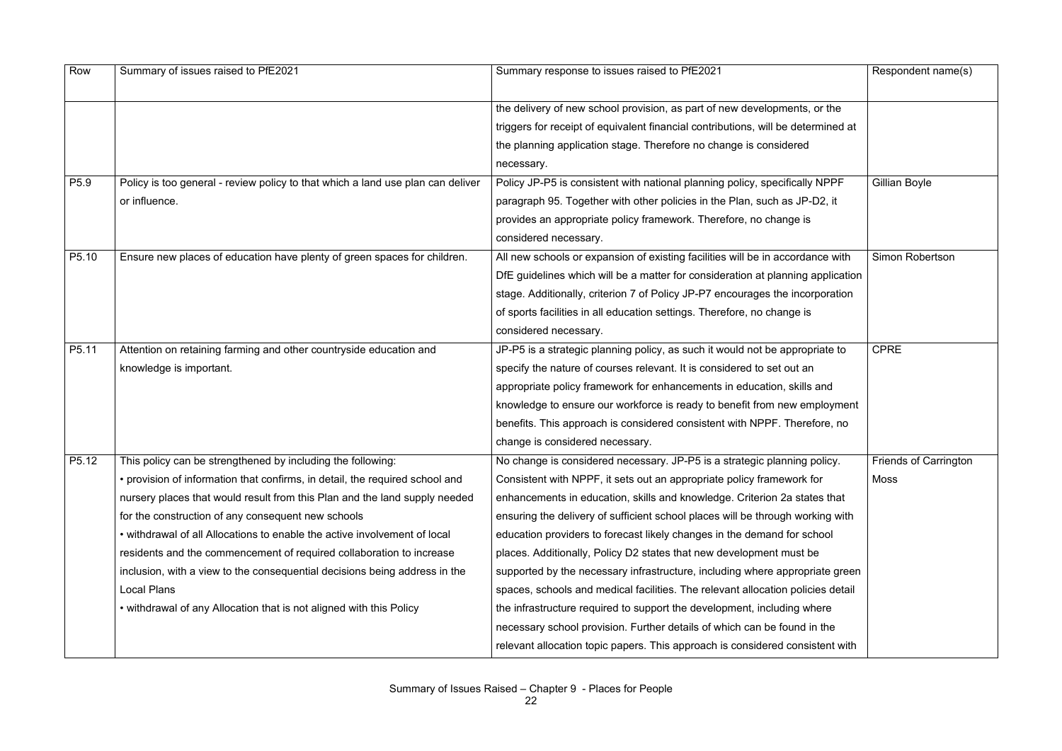| Row | Summary of issues raised to PfE2021 | Summary response to issues raised to PfE2021 | Respondent name(s) |
|---|---|---|---|
| | | the delivery of new school provision, as part of new developments, or the triggers for receipt of equivalent financial contributions, will be determined at the planning application stage. Therefore no change is considered necessary. | |
| P5.9 | Policy is too general - review policy to that which a land use plan can deliver or influence. | Policy JP-P5 is consistent with national planning policy, specifically NPPF paragraph 95. Together with other policies in the Plan, such as JP-D2, it provides an appropriate policy framework. Therefore, no change is considered necessary. | Gillian Boyle |
| P5.10 | Ensure new places of education have plenty of green spaces for children. | All new schools or expansion of existing facilities will be in accordance with DfE guidelines which will be a matter for consideration at planning application stage. Additionally, criterion 7 of Policy JP-P7 encourages the incorporation of sports facilities in all education settings. Therefore, no change is considered necessary. | Simon Robertson |
| P5.11 | Attention on retaining farming and other countryside education and knowledge is important. | JP-P5 is a strategic planning policy, as such it would not be appropriate to specify the nature of courses relevant. It is considered to set out an appropriate policy framework for enhancements in education, skills and knowledge to ensure our workforce is ready to benefit from new employment benefits. This approach is considered consistent with NPPF. Therefore, no change is considered necessary. | CPRE |
| P5.12 | This policy can be strengthened by including the following:<br>• provision of information that confirms, in detail, the required school and nursery places that would result from this Plan and the land supply needed for the construction of any consequent new schools<br>• withdrawal of all Allocations to enable the active involvement of local residents and the commencement of required collaboration to increase inclusion, with a view to the consequential decisions being address in the Local Plans<br>• withdrawal of any Allocation that is not aligned with this Policy | No change is considered necessary. JP-P5 is a strategic planning policy. Consistent with NPPF, it sets out an appropriate policy framework for enhancements in education, skills and knowledge. Criterion 2a states that ensuring the delivery of sufficient school places will be through working with education providers to forecast likely changes in the demand for school places. Additionally, Policy D2 states that new development must be supported by the necessary infrastructure, including where appropriate green spaces, schools and medical facilities. The relevant allocation policies detail the infrastructure required to support the development, including where necessary school provision. Further details of which can be found in the relevant allocation topic papers. This approach is considered consistent with | Friends of Carrington Moss |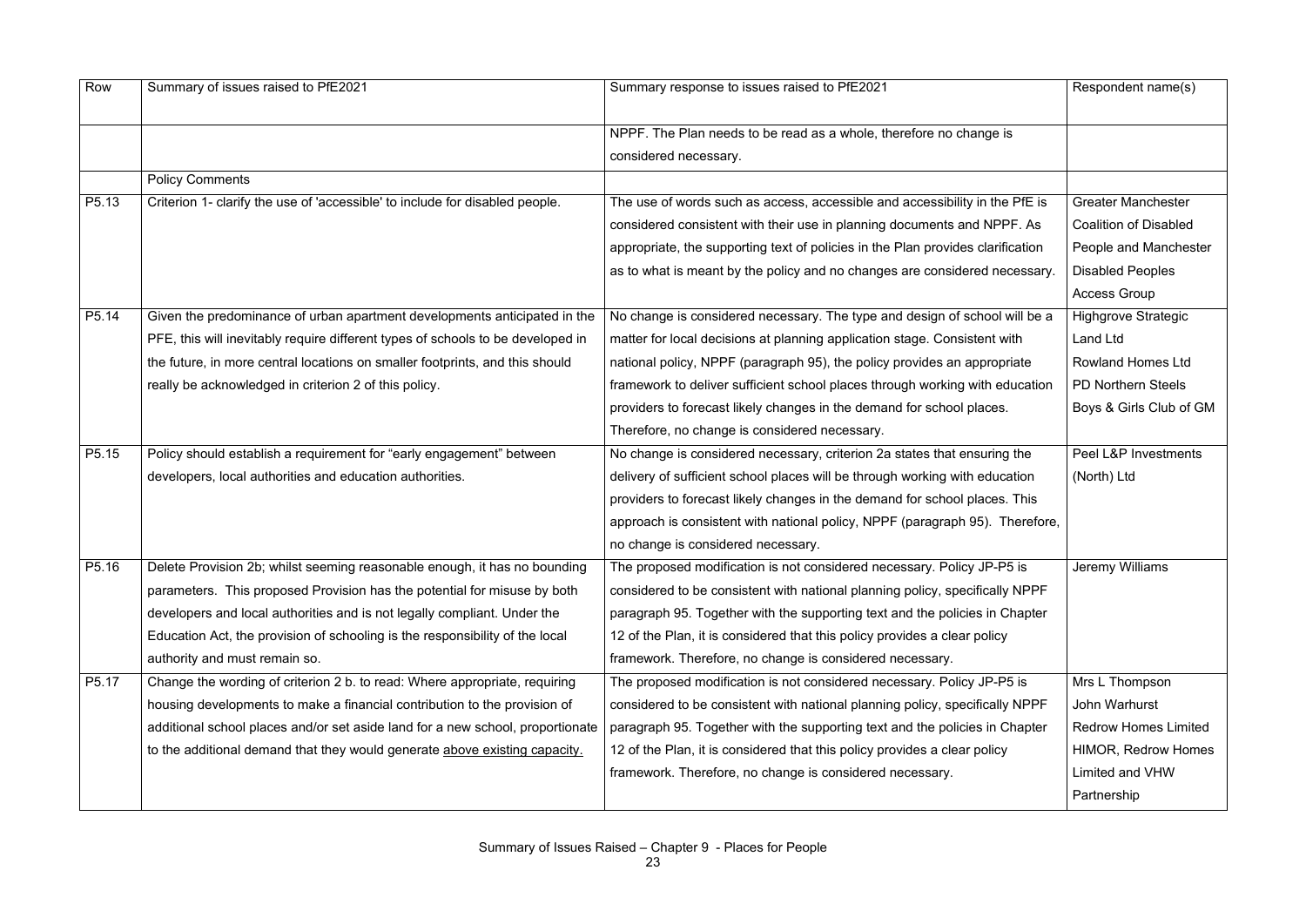| Row | Summary of issues raised to PfE2021 | Summary response to issues raised to PfE2021 | Respondent name(s) |
|---|---|---|---|
| | | NPPF. The Plan needs to be read as a whole, therefore no change is considered necessary. | |
| | Policy Comments | | |
| P5.13 | Criterion 1- clarify the use of 'accessible' to include for disabled people. | The use of words such as access, accessible and accessibility in the PfE is considered consistent with their use in planning documents and NPPF. As appropriate, the supporting text of policies in the Plan provides clarification as to what is meant by the policy and no changes are considered necessary. | Greater Manchester Coalition of Disabled People and Manchester Disabled Peoples Access Group |
| P5.14 | Given the predominance of urban apartment developments anticipated in the PFE, this will inevitably require different types of schools to be developed in the future, in more central locations on smaller footprints, and this should really be acknowledged in criterion 2 of this policy. | No change is considered necessary. The type and design of school will be a matter for local decisions at planning application stage. Consistent with national policy, NPPF (paragraph 95), the policy provides an appropriate framework to deliver sufficient school places through working with education providers to forecast likely changes in the demand for school places. Therefore, no change is considered necessary. | Highgrove Strategic Land Ltd<br>Rowland Homes Ltd<br>PD Northern Steels<br>Boys & Girls Club of GM |
| P5.15 | Policy should establish a requirement for "early engagement" between developers, local authorities and education authorities. | No change is considered necessary, criterion 2a states that ensuring the delivery of sufficient school places will be through working with education providers to forecast likely changes in the demand for school places. This approach is consistent with national policy, NPPF (paragraph 95). Therefore, no change is considered necessary. | Peel L&P Investments (North) Ltd |
| P5.16 | Delete Provision 2b; whilst seeming reasonable enough, it has no bounding parameters. This proposed Provision has the potential for misuse by both developers and local authorities and is not legally compliant. Under the Education Act, the provision of schooling is the responsibility of the local authority and must remain so. | The proposed modification is not considered necessary. Policy JP-P5 is considered to be consistent with national planning policy, specifically NPPF paragraph 95. Together with the supporting text and the policies in Chapter 12 of the Plan, it is considered that this policy provides a clear policy framework. Therefore, no change is considered necessary. | Jeremy Williams |
| P5.17 | Change the wording of criterion 2 b. to read: Where appropriate, requiring housing developments to make a financial contribution to the provision of additional school places and/or set aside land for a new school, proportionate to the additional demand that they would generate <u>above existing capacity.</u> | The proposed modification is not considered necessary. Policy JP-P5 is considered to be consistent with national planning policy, specifically NPPF paragraph 95. Together with the supporting text and the policies in Chapter 12 of the Plan, it is considered that this policy provides a clear policy framework. Therefore, no change is considered necessary. | Mrs L Thompson<br>John Warhurst<br>Redrow Homes Limited<br>HIMOR, Redrow Homes Limited and VHW Partnership |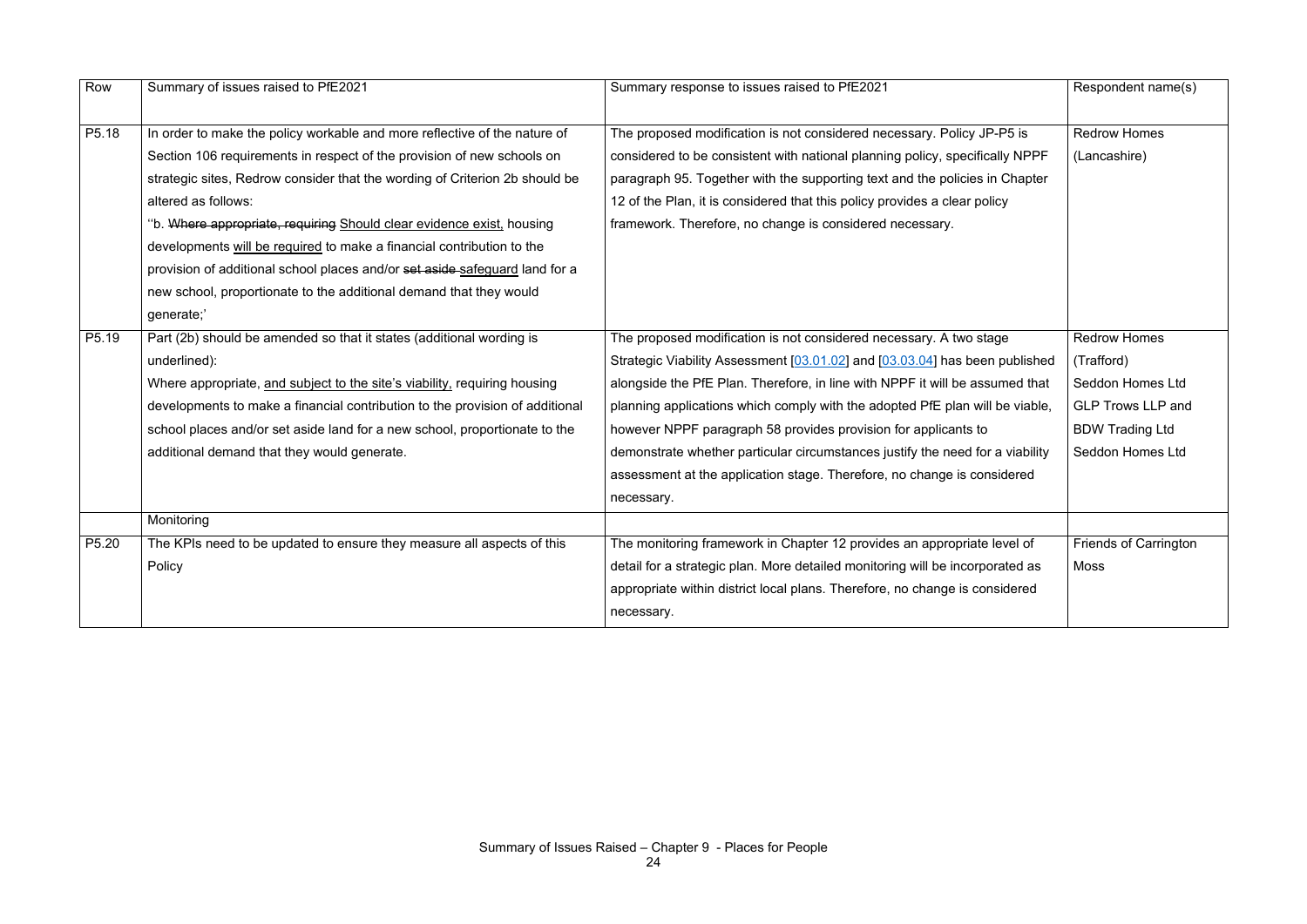| Row | Summary of issues raised to PfE2021 | Summary response to issues raised to PfE2021 | Respondent name(s) |
|---|---|---|---|
| P5.18 | In order to make the policy workable and more reflective of the nature of Section 106 requirements in respect of the provision of new schools on strategic sites, Redrow consider that the wording of Criterion 2b should be altered as follows:<br>''b. ~~Where appropriate, requiring~~ <u>Should clear evidence exist,</u> housing developments <u>will be required</u> to make a financial contribution to the provision of additional school places and/or ~~set aside~~ <u>safeguard</u> land for a new school, proportionate to the additional demand that they would generate;' | The proposed modification is not considered necessary. Policy JP-P5 is considered to be consistent with national planning policy, specifically NPPF paragraph 95. Together with the supporting text and the policies in Chapter 12 of the Plan, it is considered that this policy provides a clear policy framework. Therefore, no change is considered necessary. | Redrow Homes (Lancashire) |
| P5.19 | Part (2b) should be amended so that it states (additional wording is underlined):<br>Where appropriate, <u>and subject to the site's viability,</u> requiring housing developments to make a financial contribution to the provision of additional school places and/or set aside land for a new school, proportionate to the additional demand that they would generate. | The proposed modification is not considered necessary. A two stage Strategic Viability Assessment [03.01.02] and [03.03.04] has been published alongside the PfE Plan. Therefore, in line with NPPF it will be assumed that planning applications which comply with the adopted PfE plan will be viable, however NPPF paragraph 58 provides provision for applicants to demonstrate whether particular circumstances justify the need for a viability assessment at the application stage. Therefore, no change is considered necessary. | Redrow Homes (Trafford)<br>Seddon Homes Ltd<br>GLP Trows LLP and BDW Trading Ltd<br>Seddon Homes Ltd |
| | Monitoring | | |
| P5.20 | The KPIs need to be updated to ensure they measure all aspects of this Policy | The monitoring framework in Chapter 12 provides an appropriate level of detail for a strategic plan. More detailed monitoring will be incorporated as appropriate within district local plans. Therefore, no change is considered necessary. | Friends of Carrington Moss |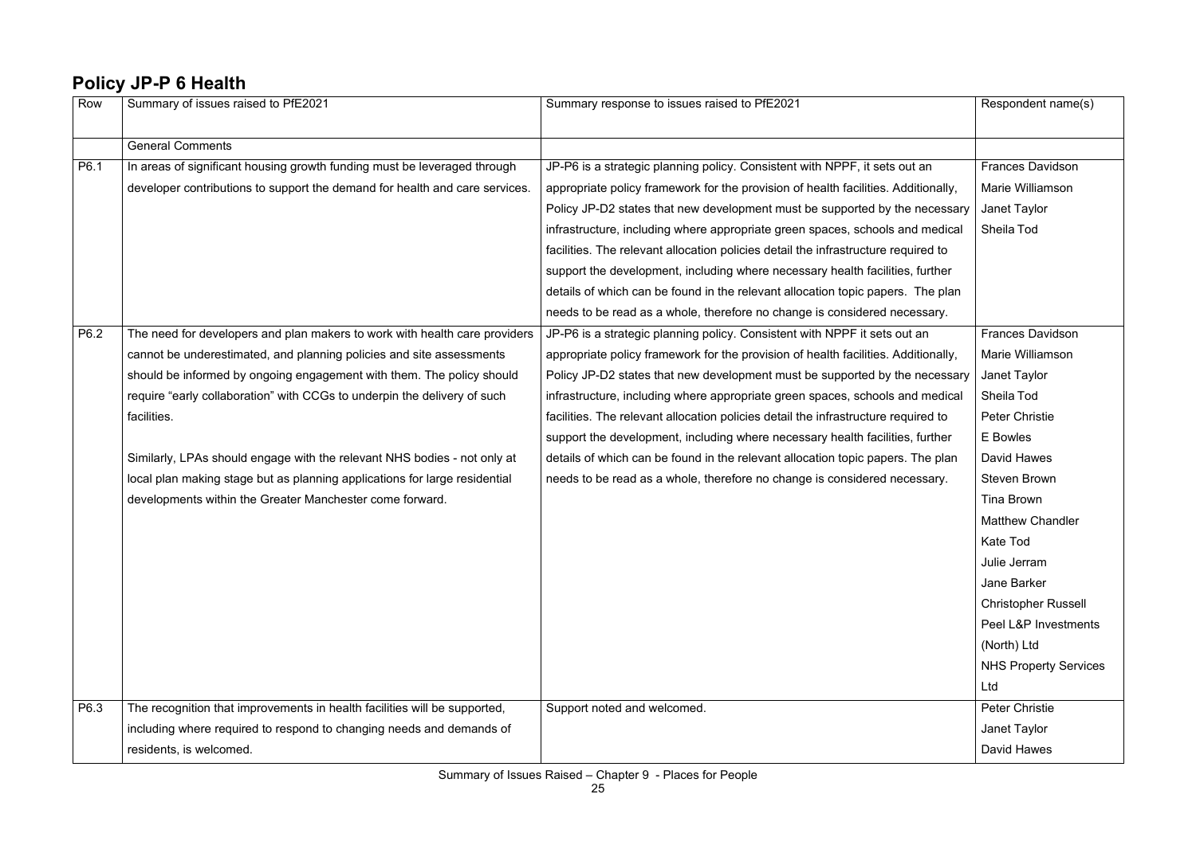## Policy JP-P 6 Health

| Row | Summary of issues raised to PfE2021 | Summary response to issues raised to PfE2021 | Respondent name(s) |
|---|---|---|---|
| | General Comments | | |
| P6.1 | In areas of significant housing growth funding must be leveraged through developer contributions to support the demand for health and care services. | JP-P6 is a strategic planning policy. Consistent with NPPF, it sets out an appropriate policy framework for the provision of health facilities. Additionally, Policy JP-D2 states that new development must be supported by the necessary infrastructure, including where appropriate green spaces, schools and medical facilities. The relevant allocation policies detail the infrastructure required to support the development, including where necessary health facilities, further details of which can be found in the relevant allocation topic papers. The plan needs to be read as a whole, therefore no change is considered necessary. | Frances Davidson<br>Marie Williamson<br>Janet Taylor<br>Sheila Tod |
| P6.2 | The need for developers and plan makers to work with health care providers cannot be underestimated, and planning policies and site assessments should be informed by ongoing engagement with them. The policy should require "early collaboration" with CCGs to underpin the delivery of such facilities.<br><br>Similarly, LPAs should engage with the relevant NHS bodies - not only at local plan making stage but as planning applications for large residential developments within the Greater Manchester come forward. | JP-P6 is a strategic planning policy. Consistent with NPPF it sets out an appropriate policy framework for the provision of health facilities. Additionally, Policy JP-D2 states that new development must be supported by the necessary infrastructure, including where appropriate green spaces, schools and medical facilities. The relevant allocation policies detail the infrastructure required to support the development, including where necessary health facilities, further details of which can be found in the relevant allocation topic papers. The plan needs to be read as a whole, therefore no change is considered necessary. | Frances Davidson<br>Marie Williamson<br>Janet Taylor<br>Sheila Tod<br>Peter Christie<br>E Bowles<br>David Hawes<br>Steven Brown<br>Tina Brown<br>Matthew Chandler<br>Kate Tod<br>Julie Jerram<br>Jane Barker<br>Christopher Russell<br>Peel L&P Investments (North) Ltd<br>NHS Property Services Ltd |
| P6.3 | The recognition that improvements in health facilities will be supported, including where required to respond to changing needs and demands of residents, is welcomed. | Support noted and welcomed. | Peter Christie<br>Janet Taylor<br>David Hawes |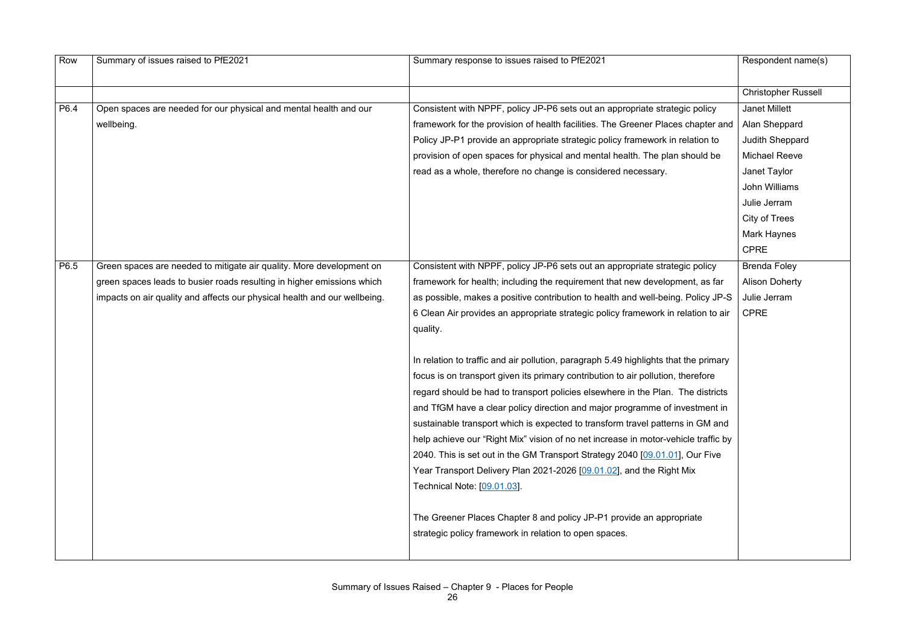| Row | Summary of issues raised to PfE2021 | Summary response to issues raised to PfE2021 | Respondent name(s) |
|---|---|---|---|
| | | | Christopher Russell |
| P6.4 | Open spaces are needed for our physical and mental health and our wellbeing. | Consistent with NPPF, policy JP-P6 sets out an appropriate strategic policy framework for the provision of health facilities. The Greener Places chapter and Policy JP-P1 provide an appropriate strategic policy framework in relation to provision of open spaces for physical and mental health. The plan should be read as a whole, therefore no change is considered necessary. | Janet Millett<br>Alan Sheppard<br>Judith Sheppard<br>Michael Reeve<br>Janet Taylor<br>John Williams<br>Julie Jerram<br>City of Trees<br>Mark Haynes<br>CPRE |
| P6.5 | Green spaces are needed to mitigate air quality. More development on green spaces leads to busier roads resulting in higher emissions which impacts on air quality and affects our physical health and our wellbeing. | Consistent with NPPF, policy JP-P6 sets out an appropriate strategic policy framework for health; including the requirement that new development, as far as possible, makes a positive contribution to health and well-being. Policy JP-S 6 Clean Air provides an appropriate strategic policy framework in relation to air quality.<br><br>In relation to traffic and air pollution, paragraph 5.49 highlights that the primary focus is on transport given its primary contribution to air pollution, therefore regard should be had to transport policies elsewhere in the Plan. The districts and TfGM have a clear policy direction and major programme of investment in sustainable transport which is expected to transform travel patterns in GM and help achieve our "Right Mix" vision of no net increase in motor-vehicle traffic by 2040. This is set out in the GM Transport Strategy 2040 [09.01.01], Our Five Year Transport Delivery Plan 2021-2026 [09.01.02], and the Right Mix Technical Note: [09.01.03].<br><br>The Greener Places Chapter 8 and policy JP-P1 provide an appropriate strategic policy framework in relation to open spaces. | Brenda Foley<br>Alison Doherty<br>Julie Jerram<br>CPRE |

Summary of Issues Raised – Chapter 9 - Places for People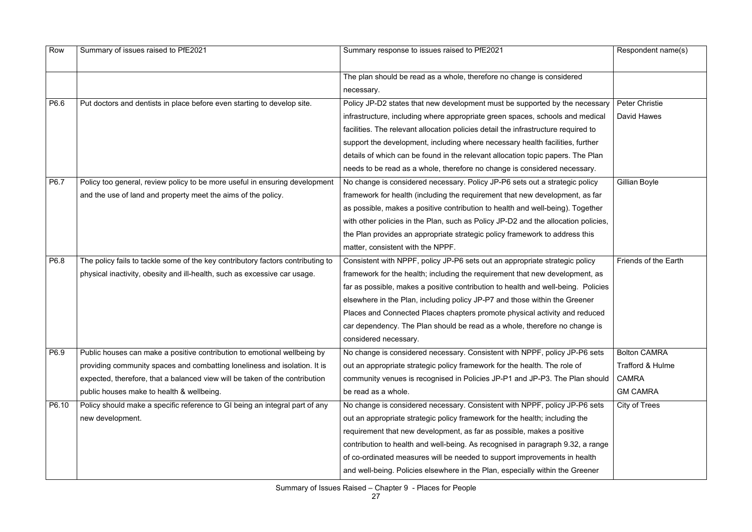| Row | Summary of issues raised to PfE2021 | Summary response to issues raised to PfE2021 | Respondent name(s) |
|---|---|---|---|
| | | The plan should be read as a whole, therefore no change is considered necessary. | |
| P6.6 | Put doctors and dentists in place before even starting to develop site. | Policy JP-D2 states that new development must be supported by the necessary infrastructure, including where appropriate green spaces, schools and medical facilities. The relevant allocation policies detail the infrastructure required to support the development, including where necessary health facilities, further details of which can be found in the relevant allocation topic papers. The Plan needs to be read as a whole, therefore no change is considered necessary. | Peter Christie<br>David Hawes |
| P6.7 | Policy too general, review policy to be more useful in ensuring development and the use of land and property meet the aims of the policy. | No change is considered necessary. Policy JP-P6 sets out a strategic policy framework for health (including the requirement that new development, as far as possible, makes a positive contribution to health and well-being). Together with other policies in the Plan, such as Policy JP-D2 and the allocation policies, the Plan provides an appropriate strategic policy framework to address this matter, consistent with the NPPF. | Gillian Boyle |
| P6.8 | The policy fails to tackle some of the key contributory factors contributing to physical inactivity, obesity and ill-health, such as excessive car usage. | Consistent with NPPF, policy JP-P6 sets out an appropriate strategic policy framework for the health; including the requirement that new development, as far as possible, makes a positive contribution to health and well-being. Policies elsewhere in the Plan, including policy JP-P7 and those within the Greener Places and Connected Places chapters promote physical activity and reduced car dependency. The Plan should be read as a whole, therefore no change is considered necessary. | Friends of the Earth |
| P6.9 | Public houses can make a positive contribution to emotional wellbeing by providing community spaces and combatting loneliness and isolation. It is expected, therefore, that a balanced view will be taken of the contribution public houses make to health & wellbeing. | No change is considered necessary. Consistent with NPPF, policy JP-P6 sets out an appropriate strategic policy framework for the health. The role of community venues is recognised in Policies JP-P1 and JP-P3. The Plan should be read as a whole. | Bolton CAMRA<br>Trafford & Hulme CAMRA<br>GM CAMRA |
| P6.10 | Policy should make a specific reference to GI being an integral part of any new development. | No change is considered necessary. Consistent with NPPF, policy JP-P6 sets out an appropriate strategic policy framework for the health; including the requirement that new development, as far as possible, makes a positive contribution to health and well-being. As recognised in paragraph 9.32, a range of co-ordinated measures will be needed to support improvements in health and well-being. Policies elsewhere in the Plan, especially within the Greener | City of Trees |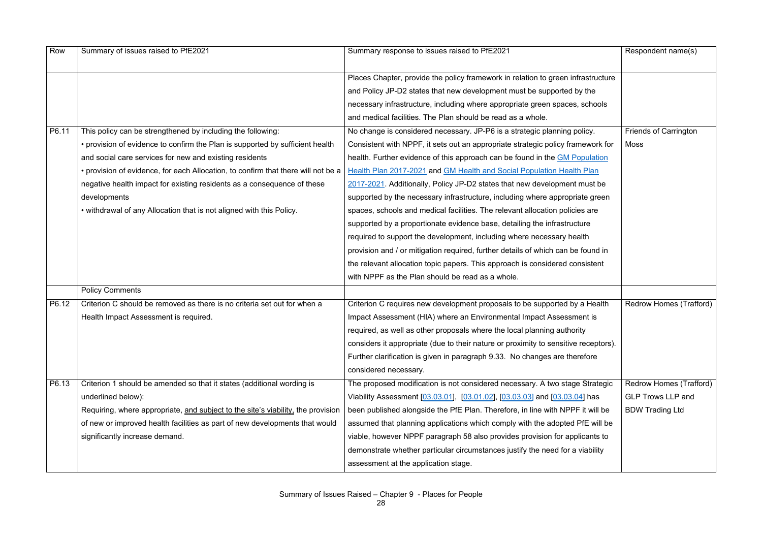| Row | Summary of issues raised to PfE2021 | Summary response to issues raised to PfE2021 | Respondent name(s) |
|---|---|---|---|
| | | Places Chapter, provide the policy framework in relation to green infrastructure and Policy JP-D2 states that new development must be supported by the necessary infrastructure, including where appropriate green spaces, schools and medical facilities. The Plan should be read as a whole. | |
| P6.11 | This policy can be strengthened by including the following:<br>• provision of evidence to confirm the Plan is supported by sufficient health and social care services for new and existing residents<br>• provision of evidence, for each Allocation, to confirm that there will not be a negative health impact for existing residents as a consequence of these developments<br>• withdrawal of any Allocation that is not aligned with this Policy. | No change is considered necessary. JP-P6 is a strategic planning policy. Consistent with NPPF, it sets out an appropriate strategic policy framework for health. Further evidence of this approach can be found in the GM Population Health Plan 2017-2021 and GM Health and Social Population Health Plan 2017-2021. Additionally, Policy JP-D2 states that new development must be supported by the necessary infrastructure, including where appropriate green spaces, schools and medical facilities. The relevant allocation policies are supported by a proportionate evidence base, detailing the infrastructure required to support the development, including where necessary health provision and / or mitigation required, further details of which can be found in the relevant allocation topic papers. This approach is considered consistent with NPPF as the Plan should be read as a whole. | Friends of Carrington Moss |
| | Policy Comments | | |
| P6.12 | Criterion C should be removed as there is no criteria set out for when a Health Impact Assessment is required. | Criterion C requires new development proposals to be supported by a Health Impact Assessment (HIA) where an Environmental Impact Assessment is required, as well as other proposals where the local planning authority considers it appropriate (due to their nature or proximity to sensitive receptors). Further clarification is given in paragraph 9.33. No changes are therefore considered necessary. | Redrow Homes (Trafford) |
| P6.13 | Criterion 1 should be amended so that it states (additional wording is underlined below):<br>Requiring, where appropriate, <u>and subject to the site's viability,</u> the provision of new or improved health facilities as part of new developments that would significantly increase demand. | The proposed modification is not considered necessary. A two stage Strategic Viability Assessment [03.03.01], [03.01.02], [03.03.03] and [03.03.04] has been published alongside the PfE Plan. Therefore, in line with NPPF it will be assumed that planning applications which comply with the adopted PfE will be viable, however NPPF paragraph 58 also provides provision for applicants to demonstrate whether particular circumstances justify the need for a viability assessment at the application stage. | Redrow Homes (Trafford)<br>GLP Trows LLP and BDW Trading Ltd |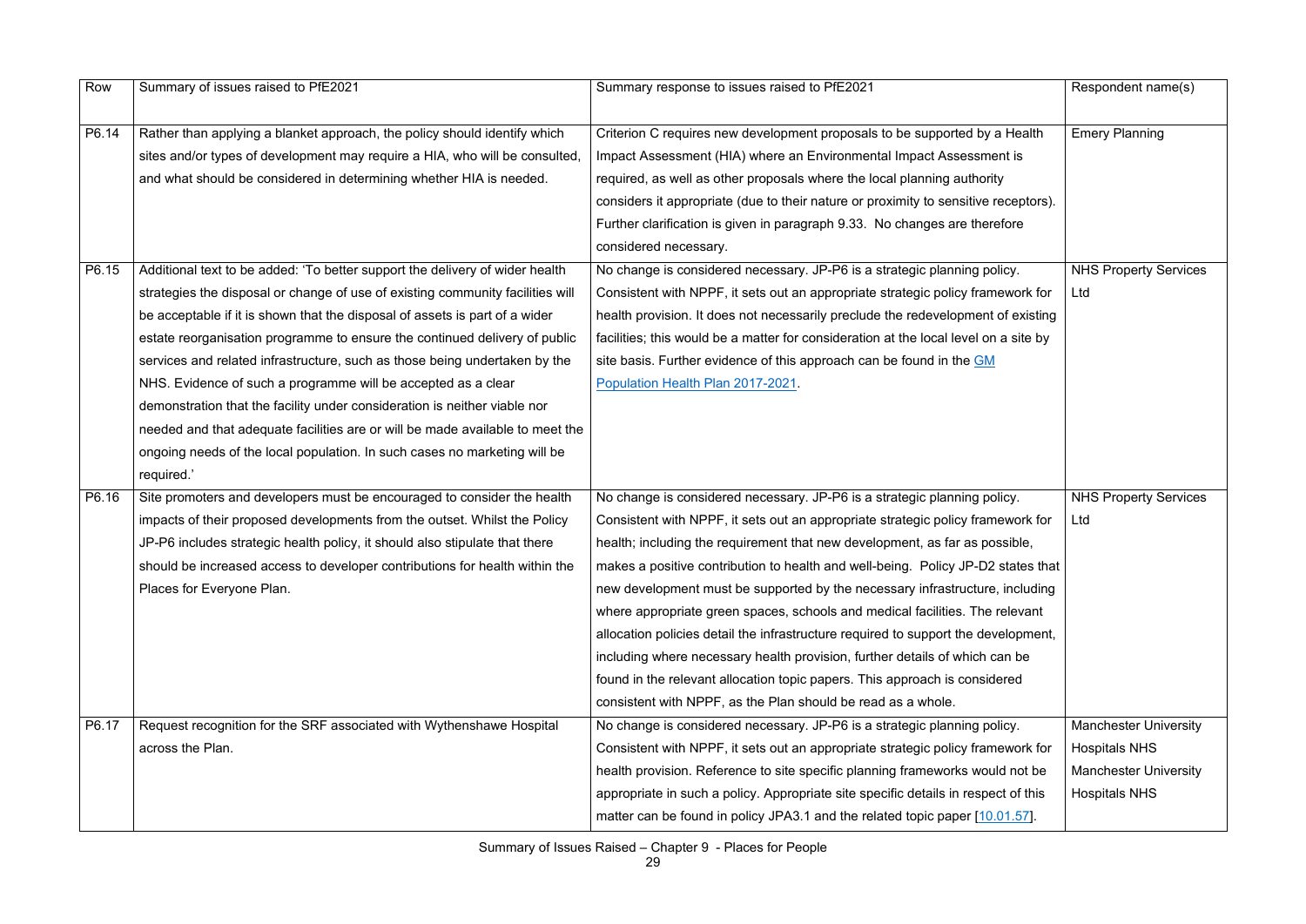| Row | Summary of issues raised to PfE2021 | Summary response to issues raised to PfE2021 | Respondent name(s) |
|---|---|---|---|
| P6.14 | Rather than applying a blanket approach, the policy should identify which sites and/or types of development may require a HIA, who will be consulted, and what should be considered in determining whether HIA is needed. | Criterion C requires new development proposals to be supported by a Health Impact Assessment (HIA) where an Environmental Impact Assessment is required, as well as other proposals where the local planning authority considers it appropriate (due to their nature or proximity to sensitive receptors). Further clarification is given in paragraph 9.33. No changes are therefore considered necessary. | Emery Planning |
| P6.15 | Additional text to be added: 'To better support the delivery of wider health strategies the disposal or change of use of existing community facilities will be acceptable if it is shown that the disposal of assets is part of a wider estate reorganisation programme to ensure the continued delivery of public services and related infrastructure, such as those being undertaken by the NHS. Evidence of such a programme will be accepted as a clear demonstration that the facility under consideration is neither viable nor needed and that adequate facilities are or will be made available to meet the ongoing needs of the local population. In such cases no marketing will be required.' | No change is considered necessary. JP-P6 is a strategic planning policy. Consistent with NPPF, it sets out an appropriate strategic policy framework for health provision. It does not necessarily preclude the redevelopment of existing facilities; this would be a matter for consideration at the local level on a site by site basis. Further evidence of this approach can be found in the GM Population Health Plan 2017-2021. | NHS Property Services Ltd |
| P6.16 | Site promoters and developers must be encouraged to consider the health impacts of their proposed developments from the outset. Whilst the Policy JP-P6 includes strategic health policy, it should also stipulate that there should be increased access to developer contributions for health within the Places for Everyone Plan. | No change is considered necessary. JP-P6 is a strategic planning policy. Consistent with NPPF, it sets out an appropriate strategic policy framework for health; including the requirement that new development, as far as possible, makes a positive contribution to health and well-being. Policy JP-D2 states that new development must be supported by the necessary infrastructure, including where appropriate green spaces, schools and medical facilities. The relevant allocation policies detail the infrastructure required to support the development, including where necessary health provision, further details of which can be found in the relevant allocation topic papers. This approach is considered consistent with NPPF, as the Plan should be read as a whole. | NHS Property Services Ltd |
| P6.17 | Request recognition for the SRF associated with Wythenshawe Hospital across the Plan. | No change is considered necessary. JP-P6 is a strategic planning policy. Consistent with NPPF, it sets out an appropriate strategic policy framework for health provision. Reference to site specific planning frameworks would not be appropriate in such a policy. Appropriate site specific details in respect of this matter can be found in policy JPA3.1 and the related topic paper [10.01.57]. | Manchester University Hospitals NHS Manchester University Hospitals NHS |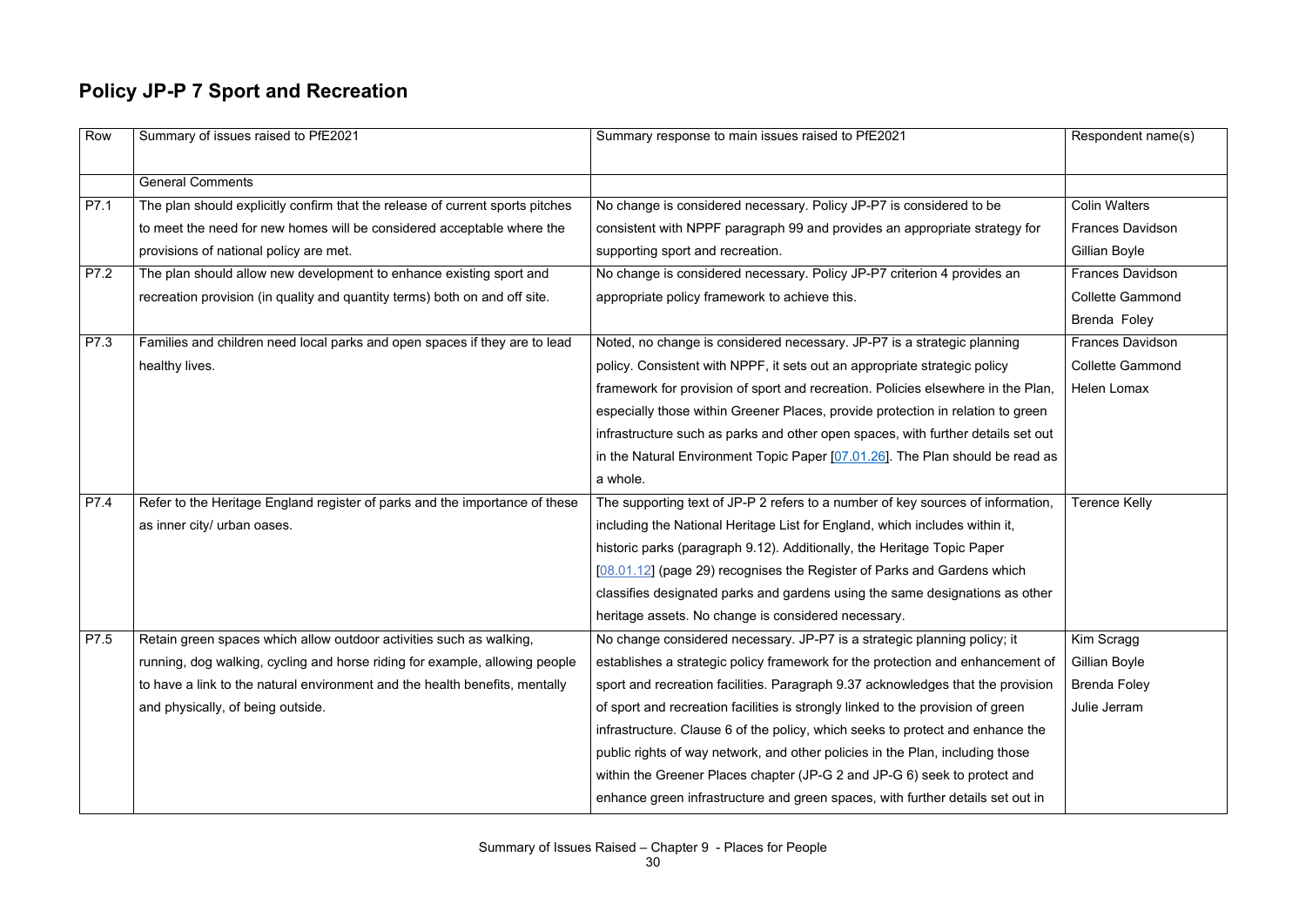## Policy JP-P 7 Sport and Recreation

| Row | Summary of issues raised to PfE2021 | Summary response to main issues raised to PfE2021 | Respondent name(s) |
|---|---|---|---|
| | General Comments | | |
| P7.1 | The plan should explicitly confirm that the release of current sports pitches to meet the need for new homes will be considered acceptable where the provisions of national policy are met. | No change is considered necessary. Policy JP-P7 is considered to be consistent with NPPF paragraph 99 and provides an appropriate strategy for supporting sport and recreation. | Colin Walters<br>Frances Davidson<br>Gillian Boyle |
| P7.2 | The plan should allow new development to enhance existing sport and recreation provision (in quality and quantity terms) both on and off site. | No change is considered necessary. Policy JP-P7 criterion 4 provides an appropriate policy framework to achieve this. | Frances Davidson<br>Collette Gammond<br>Brenda Foley |
| P7.3 | Families and children need local parks and open spaces if they are to lead healthy lives. | Noted, no change is considered necessary. JP-P7 is a strategic planning policy. Consistent with NPPF, it sets out an appropriate strategic policy framework for provision of sport and recreation. Policies elsewhere in the Plan, especially those within Greener Places, provide protection in relation to green infrastructure such as parks and other open spaces, with further details set out in the Natural Environment Topic Paper [07.01.26]. The Plan should be read as a whole. | Frances Davidson<br>Collette Gammond<br>Helen Lomax |
| P7.4 | Refer to the Heritage England register of parks and the importance of these as inner city/ urban oases. | The supporting text of JP-P 2 refers to a number of key sources of information, including the National Heritage List for England, which includes within it, historic parks (paragraph 9.12). Additionally, the Heritage Topic Paper [08.01.12] (page 29) recognises the Register of Parks and Gardens which classifies designated parks and gardens using the same designations as other heritage assets. No change is considered necessary. | Terence Kelly |
| P7.5 | Retain green spaces which allow outdoor activities such as walking, running, dog walking, cycling and horse riding for example, allowing people to have a link to the natural environment and the health benefits, mentally and physically, of being outside. | No change considered necessary. JP-P7 is a strategic planning policy; it establishes a strategic policy framework for the protection and enhancement of sport and recreation facilities. Paragraph 9.37 acknowledges that the provision of sport and recreation facilities is strongly linked to the provision of green infrastructure. Clause 6 of the policy, which seeks to protect and enhance the public rights of way network, and other policies in the Plan, including those within the Greener Places chapter (JP-G 2 and JP-G 6) seek to protect and enhance green infrastructure and green spaces, with further details set out in | Kim Scragg<br>Gillian Boyle<br>Brenda Foley<br>Julie Jerram |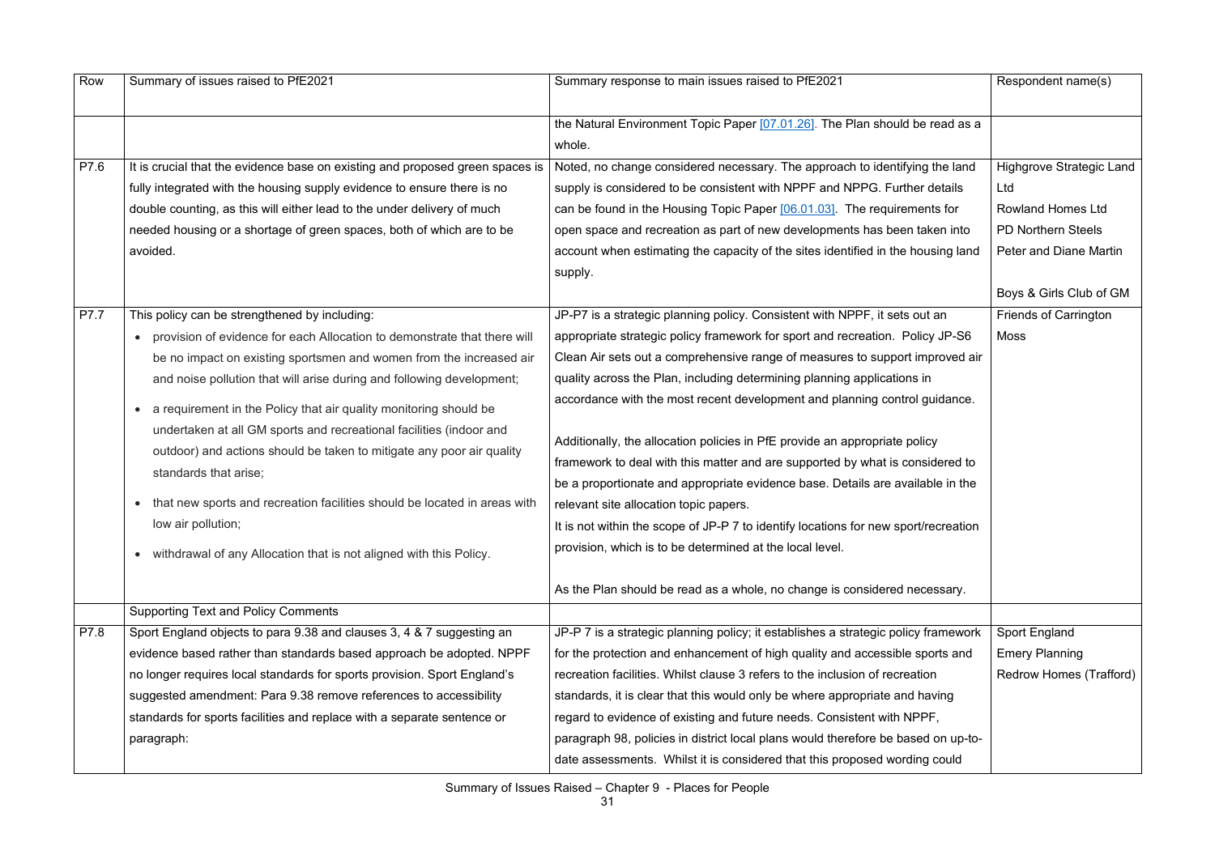| Row | Summary of issues raised to PfE2021 | Summary response to main issues raised to PfE2021 | Respondent name(s) |
|---|---|---|---|
| | | the Natural Environment Topic Paper [07.01.26]. The Plan should be read as a whole. | |
| P7.6 | It is crucial that the evidence base on existing and proposed green spaces is fully integrated with the housing supply evidence to ensure there is no double counting, as this will either lead to the under delivery of much needed housing or a shortage of green spaces, both of which are to be avoided. | Noted, no change considered necessary. The approach to identifying the land supply is considered to be consistent with NPPF and NPPG. Further details can be found in the Housing Topic Paper [06.01.03]. The requirements for open space and recreation as part of new developments has been taken into account when estimating the capacity of the sites identified in the housing land supply. | Highgrove Strategic Land Ltd<br>Rowland Homes Ltd<br>PD Northern Steels<br>Peter and Diane Martin<br><br>Boys & Girls Club of GM |
| P7.7 | This policy can be strengthened by including:<br>• provision of evidence for each Allocation to demonstrate that there will be no impact on existing sportsmen and women from the increased air and noise pollution that will arise during and following development;<br>• a requirement in the Policy that air quality monitoring should be undertaken at all GM sports and recreational facilities (indoor and outdoor) and actions should be taken to mitigate any poor air quality standards that arise;<br>• that new sports and recreation facilities should be located in areas with low air pollution;<br>• withdrawal of any Allocation that is not aligned with this Policy. | JP-P7 is a strategic planning policy. Consistent with NPPF, it sets out an appropriate strategic policy framework for sport and recreation. Policy JP-S6 Clean Air sets out a comprehensive range of measures to support improved air quality across the Plan, including determining planning applications in accordance with the most recent development and planning control guidance.<br><br>Additionally, the allocation policies in PfE provide an appropriate policy framework to deal with this matter and are supported by what is considered to be a proportionate and appropriate evidence base. Details are available in the relevant site allocation topic papers.<br>It is not within the scope of JP-P 7 to identify locations for new sport/recreation provision, which is to be determined at the local level.<br><br>As the Plan should be read as a whole, no change is considered necessary. | Friends of Carrington Moss |
| | Supporting Text and Policy Comments | | |
| P7.8 | Sport England objects to para 9.38 and clauses 3, 4 & 7 suggesting an evidence based rather than standards based approach be adopted. NPPF no longer requires local standards for sports provision. Sport England's suggested amendment: Para 9.38 remove references to accessibility standards for sports facilities and replace with a separate sentence or paragraph: | JP-P 7 is a strategic planning policy; it establishes a strategic policy framework for the protection and enhancement of high quality and accessible sports and recreation facilities. Whilst clause 3 refers to the inclusion of recreation standards, it is clear that this would only be where appropriate and having regard to evidence of existing and future needs. Consistent with NPPF, paragraph 98, policies in district local plans would therefore be based on up-to-date assessments. Whilst it is considered that this proposed wording could | Sport England<br>Emery Planning<br>Redrow Homes (Trafford) |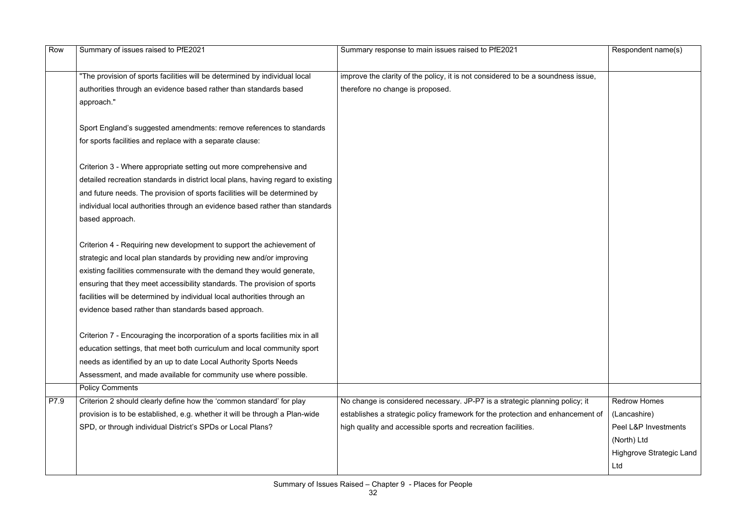| Row | Summary of issues raised to PfE2021 | Summary response to main issues raised to PfE2021 | Respondent name(s) |
|---|---|---|---|
| | "The provision of sports facilities will be determined by individual local authorities through an evidence based rather than standards based approach."<br><br>Sport England's suggested amendments: remove references to standards for sports facilities and replace with a separate clause:<br><br>Criterion 3 - Where appropriate setting out more comprehensive and detailed recreation standards in district local plans, having regard to existing and future needs. The provision of sports facilities will be determined by individual local authorities through an evidence based rather than standards based approach.<br><br>Criterion 4 - Requiring new development to support the achievement of strategic and local plan standards by providing new and/or improving existing facilities commensurate with the demand they would generate, ensuring that they meet accessibility standards. The provision of sports facilities will be determined by individual local authorities through an evidence based rather than standards based approach.<br><br>Criterion 7 - Encouraging the incorporation of a sports facilities mix in all education settings, that meet both curriculum and local community sport needs as identified by an up to date Local Authority Sports Needs Assessment, and made available for community use where possible. | improve the clarity of the policy, it is not considered to be a soundness issue, therefore no change is proposed. | |
| | Policy Comments | | |
| P7.9 | Criterion 2 should clearly define how the 'common standard' for play provision is to be established, e.g. whether it will be through a Plan-wide SPD, or through individual District's SPDs or Local Plans? | No change is considered necessary. JP-P7 is a strategic planning policy; it establishes a strategic policy framework for the protection and enhancement of high quality and accessible sports and recreation facilities. | Redrow Homes (Lancashire)<br>Peel L&P Investments (North) Ltd<br>Highgrove Strategic Land Ltd |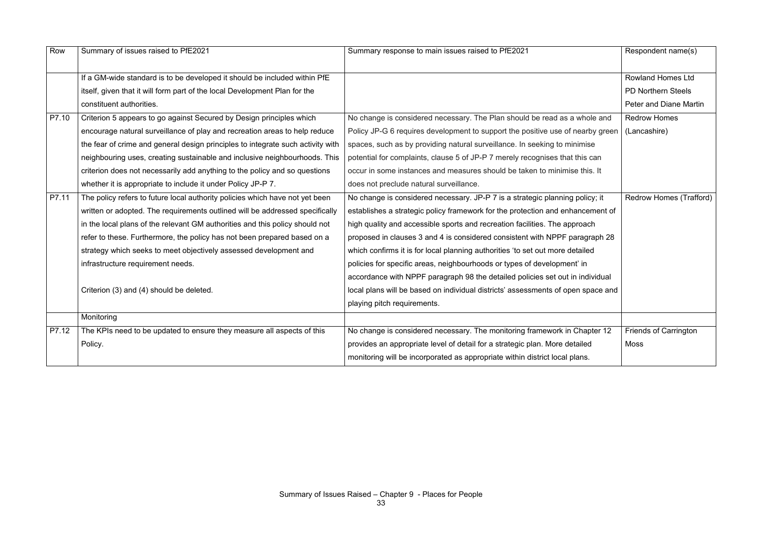| Row | Summary of issues raised to PfE2021 | Summary response to main issues raised to PfE2021 | Respondent name(s) |
|---|---|---|---|
| | If a GM-wide standard is to be developed it should be included within PfE itself, given that it will form part of the local Development Plan for the constituent authorities. | | Rowland Homes Ltd<br>PD Northern Steels<br>Peter and Diane Martin |
| P7.10 | Criterion 5 appears to go against Secured by Design principles which encourage natural surveillance of play and recreation areas to help reduce the fear of crime and general design principles to integrate such activity with neighbouring uses, creating sustainable and inclusive neighbourhoods. This criterion does not necessarily add anything to the policy and so questions whether it is appropriate to include it under Policy JP-P 7. | No change is considered necessary. The Plan should be read as a whole and Policy JP-G 6 requires development to support the positive use of nearby green spaces, such as by providing natural surveillance. In seeking to minimise potential for complaints, clause 5 of JP-P 7 merely recognises that this can occur in some instances and measures should be taken to minimise this. It does not preclude natural surveillance. | Redrow Homes (Lancashire) |
| P7.11 | The policy refers to future local authority policies which have not yet been written or adopted. The requirements outlined will be addressed specifically in the local plans of the relevant GM authorities and this policy should not refer to these. Furthermore, the policy has not been prepared based on a strategy which seeks to meet objectively assessed development and infrastructure requirement needs.<br><br>Criterion (3) and (4) should be deleted. | No change is considered necessary. JP-P 7 is a strategic planning policy; it establishes a strategic policy framework for the protection and enhancement of high quality and accessible sports and recreation facilities. The approach proposed in clauses 3 and 4 is considered consistent with NPPF paragraph 28 which confirms it is for local planning authorities 'to set out more detailed policies for specific areas, neighbourhoods or types of development' in accordance with NPPF paragraph 98 the detailed policies set out in individual local plans will be based on individual districts' assessments of open space and playing pitch requirements. | Redrow Homes (Trafford) |
| | Monitoring | | |
| P7.12 | The KPIs need to be updated to ensure they measure all aspects of this Policy. | No change is considered necessary. The monitoring framework in Chapter 12 provides an appropriate level of detail for a strategic plan. More detailed monitoring will be incorporated as appropriate within district local plans. | Friends of Carrington Moss |